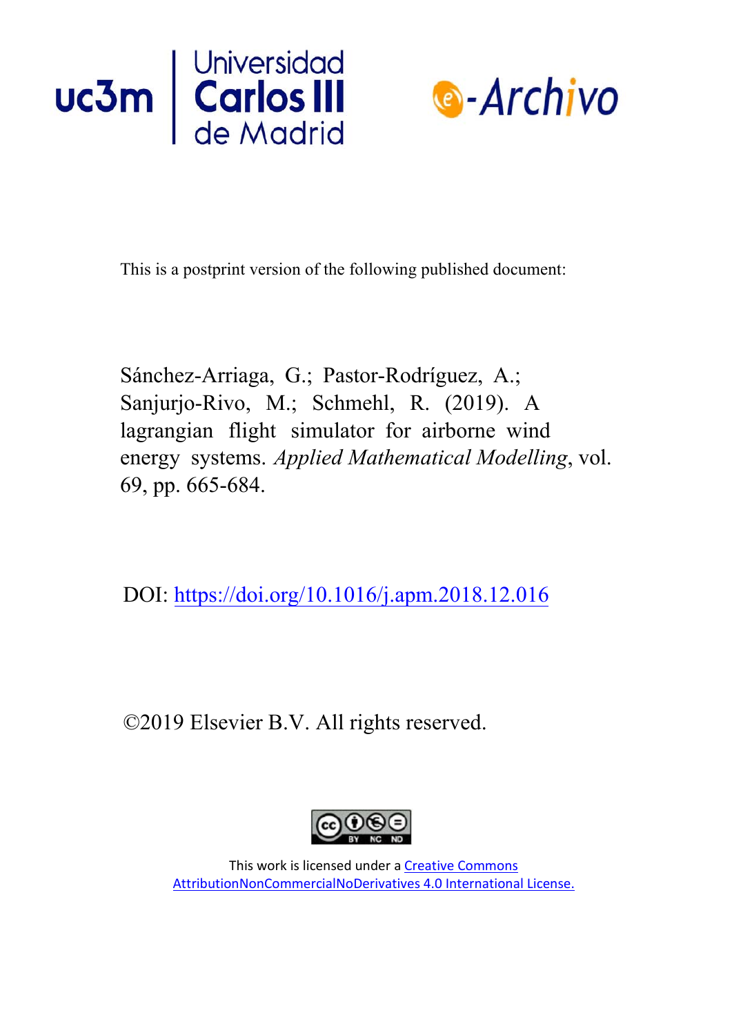This is a postprint version of the following published document:

Sánchez-Arriaga, G.; Pastor-Rodríguez, A.; Sanjurjo-Rivo, M.; Schmehl, R. (2019). A lagrangian flight simulator for airborne wind energy systems. *Applied Mathematical Modelling*, vol. 69, pp. 665-684.

DOI: https://doi.org/10.1016/j.apm.2018.12.016

©2019 Elsevier B.V. All rights reserved.

This work is licensed under a Creative Commons AttributionNonCommercialNoDerivatives 4.0 International License.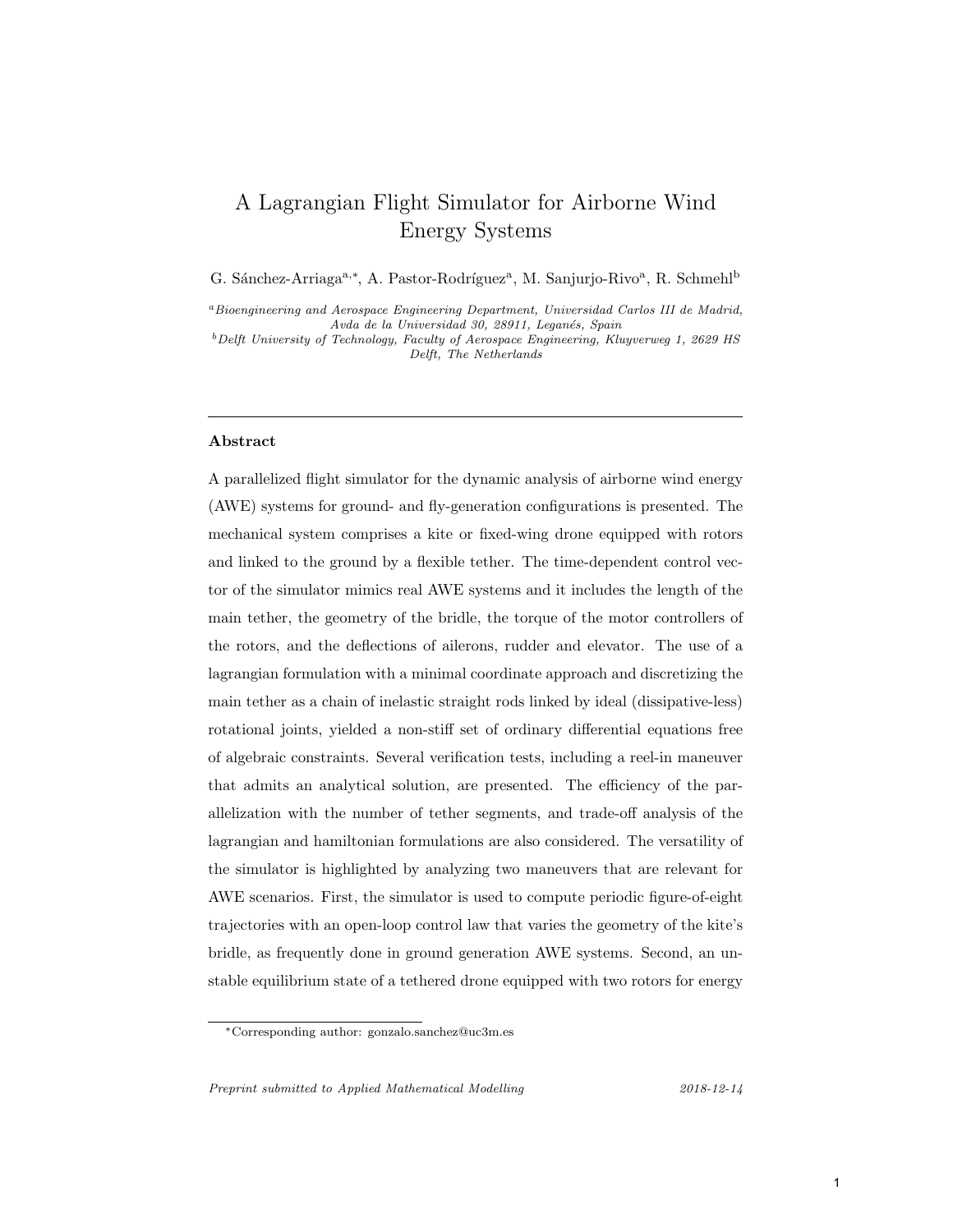# A Lagrangian Flight Simulator for Airborne Wind Energy Systems

G. Sánchez-Arriaga[a,*], A. Pastor-Rodríguez[a], M. Sanjurjo-Rivo[a], R. Schmehl[b]

[a] *Bioengineering and Aerospace Engineering Department, Universidad Carlos III de Madrid, Avda de la Universidad 30, 28911, Leganés, Spain*

[b] *Delft University of Technology, Faculty of Aerospace Engineering, Kluyverweg 1, 2629 HS Delft, The Netherlands*

---

## Abstract

A parallelized flight simulator for the dynamic analysis of airborne wind energy (AWE) systems for ground- and fly-generation configurations is presented. The mechanical system comprises a kite or fixed-wing drone equipped with rotors and linked to the ground by a flexible tether. The time-dependent control vector of the simulator mimics real AWE systems and it includes the length of the main tether, the geometry of the bridle, the torque of the motor controllers of the rotors, and the deflections of ailerons, rudder and elevator. The use of a lagrangian formulation with a minimal coordinate approach and discretizing the main tether as a chain of inelastic straight rods linked by ideal (dissipative-less) rotational joints, yielded a non-stiff set of ordinary differential equations free of algebraic constraints. Several verification tests, including a reel-in maneuver that admits an analytical solution, are presented. The efficiency of the parallelization with the number of tether segments, and trade-off analysis of the lagrangian and hamiltonian formulations are also considered. The versatility of the simulator is highlighted by analyzing two maneuvers that are relevant for AWE scenarios. First, the simulator is used to compute periodic figure-of-eight trajectories with an open-loop control law that varies the geometry of the kite's bridle, as frequently done in ground generation AWE systems. Second, an unstable equilibrium state of a tethered drone equipped with two rotors for energy

---

*Corresponding author: gonzalo.sanchez@uc3m.es

*Preprint submitted to Applied Mathematical Modelling* 2018-12-14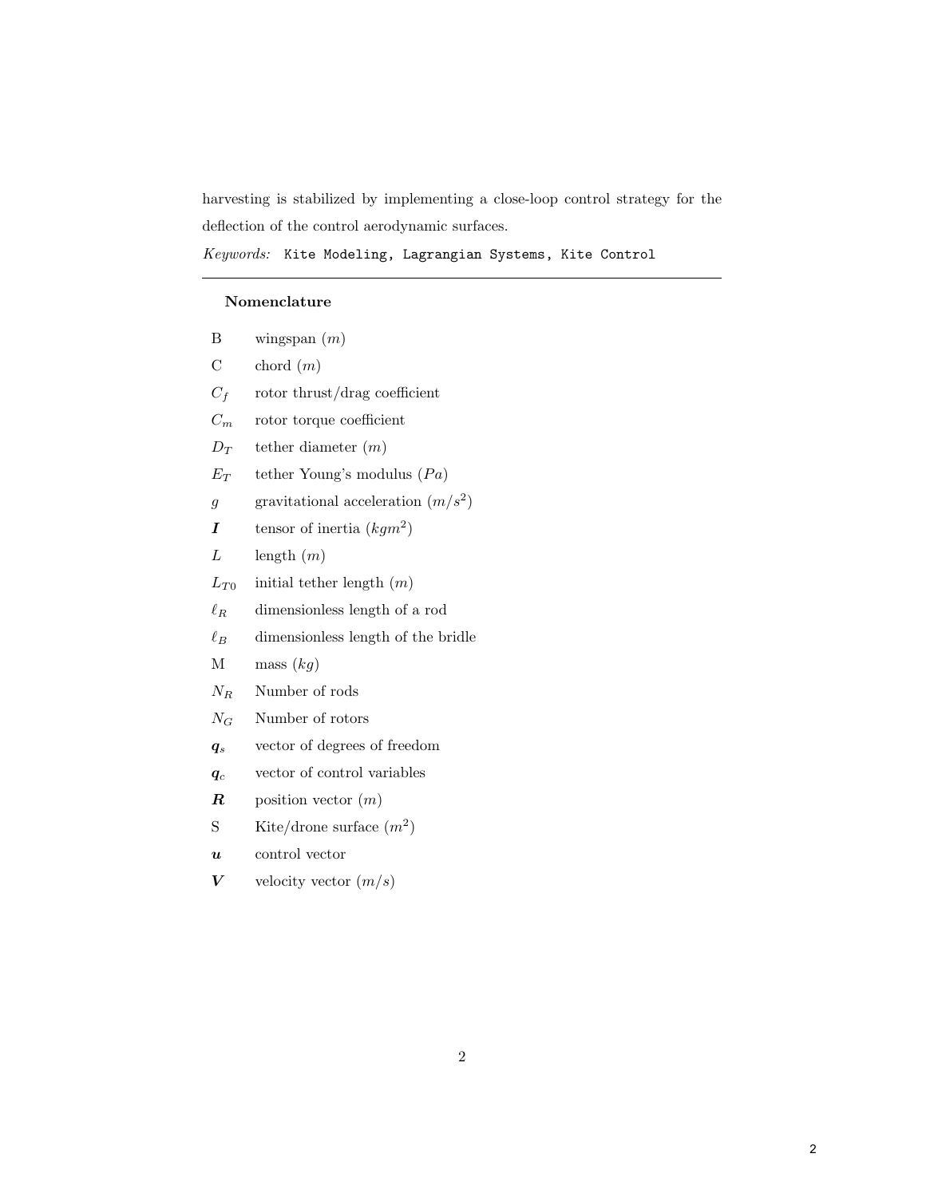harvesting is stabilized by implementing a close-loop control strategy for the deflection of the control aerodynamic surfaces.

*Keywords:* `Kite Modeling, Lagrangian Systems, Kite Control`

---

**Nomenclature**

| | |
|---|---|
| B | wingspan ($m$) |
| C | chord ($m$) |
| $C_f$ | rotor thrust/drag coefficient |
| $C_m$ | rotor torque coefficient |
| $D_T$ | tether diameter ($m$) |
| $E_T$ | tether Young's modulus ($Pa$) |
| $g$ | gravitational acceleration ($m/s^2$) |
| $\boldsymbol{I}$ | tensor of inertia ($kgm^2$) |
| $L$ | length ($m$) |
| $L_{T0}$ | initial tether length ($m$) |
| $\ell_R$ | dimensionless length of a rod |
| $\ell_B$ | dimensionless length of the bridle |
| M | mass ($kg$) |
| $N_R$ | Number of rods |
| $N_G$ | Number of rotors |
| $\boldsymbol{q}_s$ | vector of degrees of freedom |
| $\boldsymbol{q}_c$ | vector of control variables |
| $\boldsymbol{R}$ | position vector ($m$) |
| S | Kite/drone surface ($m^2$) |
| $\boldsymbol{u}$ | control vector |
| $\boldsymbol{V}$ | velocity vector ($m/s$) |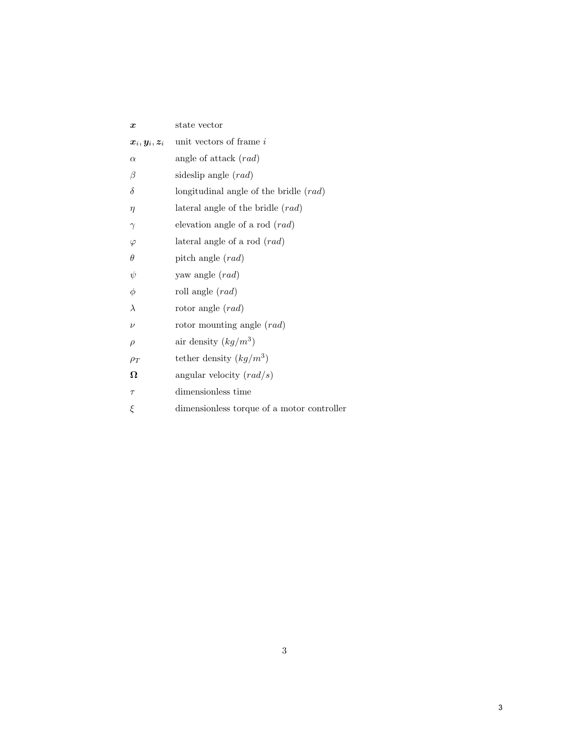| | |
|---|---|
| $\boldsymbol{x}$ | state vector |
| $\boldsymbol{x}_i, \boldsymbol{y}_i, \boldsymbol{z}_i$ | unit vectors of frame $i$ |
| $\alpha$ | angle of attack $(rad)$ |
| $\beta$ | sideslip angle $(rad)$ |
| $\delta$ | longitudinal angle of the bridle $(rad)$ |
| $\eta$ | lateral angle of the bridle $(rad)$ |
| $\gamma$ | elevation angle of a rod $(rad)$ |
| $\varphi$ | lateral angle of a rod $(rad)$ |
| $\theta$ | pitch angle $(rad)$ |
| $\psi$ | yaw angle $(rad)$ |
| $\phi$ | roll angle $(rad)$ |
| $\lambda$ | rotor angle $(rad)$ |
| $\nu$ | rotor mounting angle $(rad)$ |
| $\rho$ | air density $(kg/m^3)$ |
| $\rho_T$ | tether density $(kg/m^3)$ |
| $\boldsymbol{\Omega}$ | angular velocity $(rad/s)$ |
| $\tau$ | dimensionless time |
| $\xi$ | dimensionless torque of a motor controller |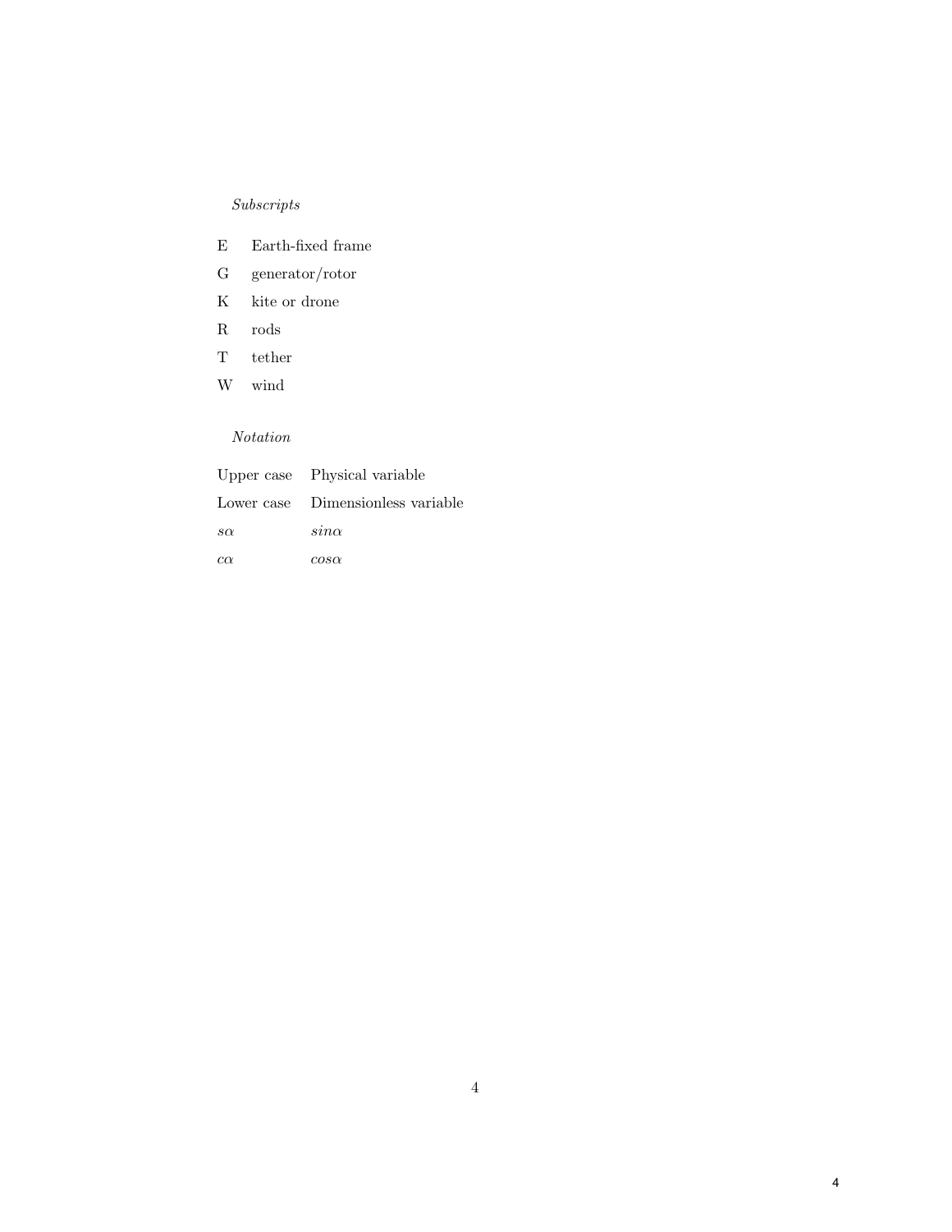*Subscripts*

| | |
|---|---|
| E | Earth-fixed frame |
| G | generator/rotor |
| K | kite or drone |
| R | rods |
| T | tether |
| W | wind |

*Notation*

| | |
|---|---|
| Upper case | Physical variable |
| Lower case | Dimensionless variable |
| $s\alpha$ | $sin\alpha$ |
| $c\alpha$ | $cos\alpha$ |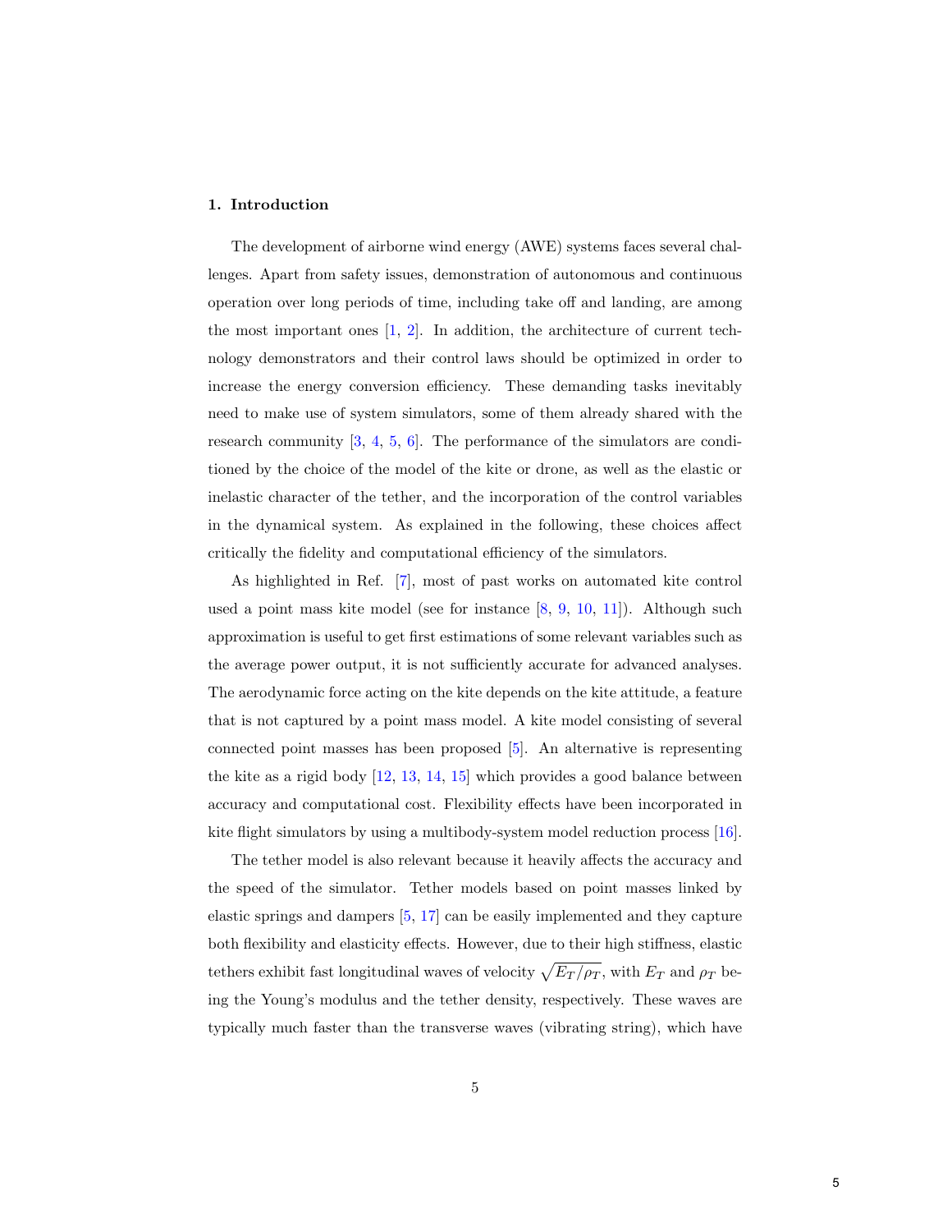## 1. Introduction

The development of airborne wind energy (AWE) systems faces several challenges. Apart from safety issues, demonstration of autonomous and continuous operation over long periods of time, including take off and landing, are among the most important ones [1, 2]. In addition, the architecture of current technology demonstrators and their control laws should be optimized in order to increase the energy conversion efficiency. These demanding tasks inevitably need to make use of system simulators, some of them already shared with the research community [3, 4, 5, 6]. The performance of the simulators are conditioned by the choice of the model of the kite or drone, as well as the elastic or inelastic character of the tether, and the incorporation of the control variables in the dynamical system. As explained in the following, these choices affect critically the fidelity and computational efficiency of the simulators.

As highlighted in Ref. [7], most of past works on automated kite control used a point mass kite model (see for instance [8, 9, 10, 11]). Although such approximation is useful to get first estimations of some relevant variables such as the average power output, it is not sufficiently accurate for advanced analyses. The aerodynamic force acting on the kite depends on the kite attitude, a feature that is not captured by a point mass model. A kite model consisting of several connected point masses has been proposed [5]. An alternative is representing the kite as a rigid body [12, 13, 14, 15] which provides a good balance between accuracy and computational cost. Flexibility effects have been incorporated in kite flight simulators by using a multibody-system model reduction process [16].

The tether model is also relevant because it heavily affects the accuracy and the speed of the simulator. Tether models based on point masses linked by elastic springs and dampers [5, 17] can be easily implemented and they capture both flexibility and elasticity effects. However, due to their high stiffness, elastic tethers exhibit fast longitudinal waves of velocity $\sqrt{E_T/\rho_T}$, with $E_T$ and $\rho_T$ being the Young's modulus and the tether density, respectively. These waves are typically much faster than the transverse waves (vibrating string), which have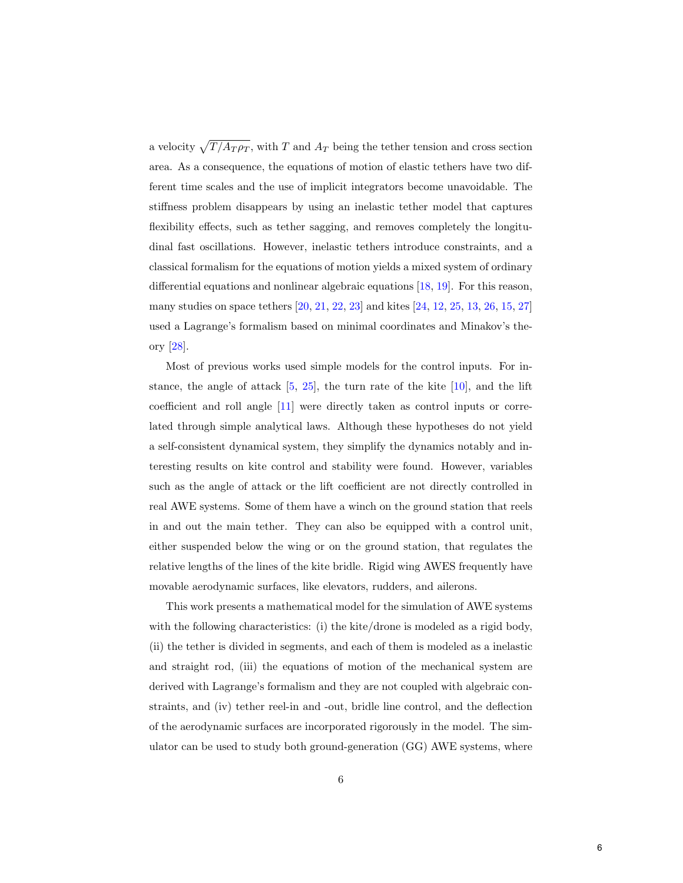a velocity $\sqrt{T/A_T\rho_T}$, with $T$ and $A_T$ being the tether tension and cross section area. As a consequence, the equations of motion of elastic tethers have two different time scales and the use of implicit integrators become unavoidable. The stiffness problem disappears by using an inelastic tether model that captures flexibility effects, such as tether sagging, and removes completely the longitudinal fast oscillations. However, inelastic tethers introduce constraints, and a classical formalism for the equations of motion yields a mixed system of ordinary differential equations and nonlinear algebraic equations [18, 19]. For this reason, many studies on space tethers [20, 21, 22, 23] and kites [24, 12, 25, 13, 26, 15, 27] used a Lagrange's formalism based on minimal coordinates and Minakov's theory [28].

Most of previous works used simple models for the control inputs. For instance, the angle of attack [5, 25], the turn rate of the kite [10], and the lift coefficient and roll angle [11] were directly taken as control inputs or correlated through simple analytical laws. Although these hypotheses do not yield a self-consistent dynamical system, they simplify the dynamics notably and interesting results on kite control and stability were found. However, variables such as the angle of attack or the lift coefficient are not directly controlled in real AWE systems. Some of them have a winch on the ground station that reels in and out the main tether. They can also be equipped with a control unit, either suspended below the wing or on the ground station, that regulates the relative lengths of the lines of the kite bridle. Rigid wing AWES frequently have movable aerodynamic surfaces, like elevators, rudders, and ailerons.

This work presents a mathematical model for the simulation of AWE systems with the following characteristics: (i) the kite/drone is modeled as a rigid body, (ii) the tether is divided in segments, and each of them is modeled as a inelastic and straight rod, (iii) the equations of motion of the mechanical system are derived with Lagrange's formalism and they are not coupled with algebraic constraints, and (iv) tether reel-in and -out, bridle line control, and the deflection of the aerodynamic surfaces are incorporated rigorously in the model. The simulator can be used to study both ground-generation (GG) AWE systems, where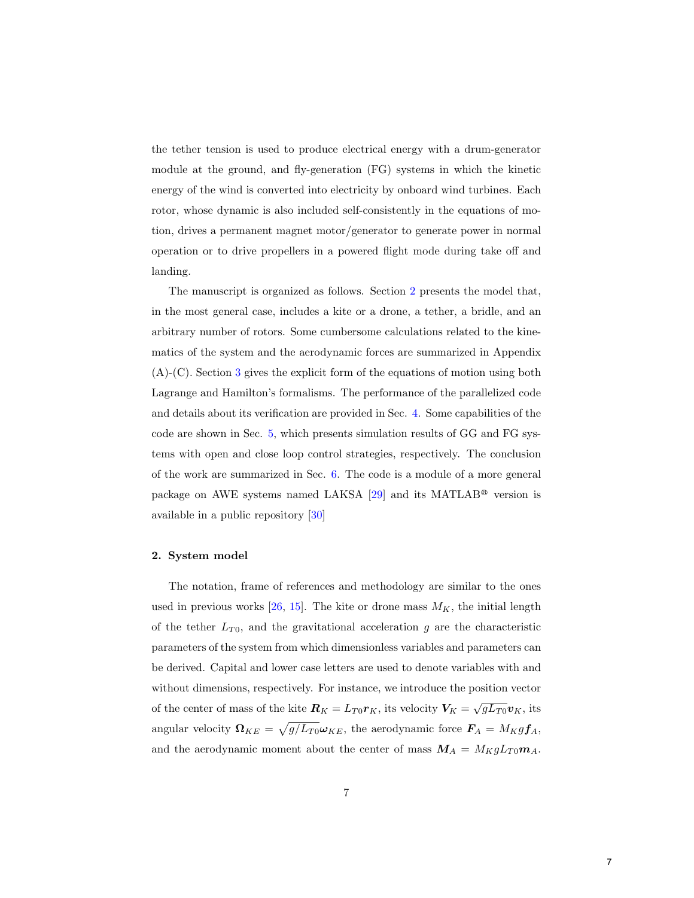the tether tension is used to produce electrical energy with a drum-generator module at the ground, and fly-generation (FG) systems in which the kinetic energy of the wind is converted into electricity by onboard wind turbines. Each rotor, whose dynamic is also included self-consistently in the equations of motion, drives a permanent magnet motor/generator to generate power in normal operation or to drive propellers in a powered flight mode during take off and landing.

The manuscript is organized as follows. Section 2 presents the model that, in the most general case, includes a kite or a drone, a tether, a bridle, and an arbitrary number of rotors. Some cumbersome calculations related to the kinematics of the system and the aerodynamic forces are summarized in Appendix (A)-(C). Section 3 gives the explicit form of the equations of motion using both Lagrange and Hamilton's formalisms. The performance of the parallelized code and details about its verification are provided in Sec. 4. Some capabilities of the code are shown in Sec. 5, which presents simulation results of GG and FG systems with open and close loop control strategies, respectively. The conclusion of the work are summarized in Sec. 6. The code is a module of a more general package on AWE systems named LAKSA [29] and its MATLAB® version is available in a public repository [30]

## 2. System model

The notation, frame of references and methodology are similar to the ones used in previous works [26, 15]. The kite or drone mass $M_K$, the initial length of the tether $L_{T0}$, and the gravitational acceleration $g$ are the characteristic parameters of the system from which dimensionless variables and parameters can be derived. Capital and lower case letters are used to denote variables with and without dimensions, respectively. For instance, we introduce the position vector of the center of mass of the kite $\boldsymbol{R}_K = L_{T0}\boldsymbol{r}_K$, its velocity $\boldsymbol{V}_K = \sqrt{gL_{T0}}\boldsymbol{v}_K$, its angular velocity $\boldsymbol{\Omega}_{KE} = \sqrt{g/L_{T0}}\boldsymbol{\omega}_{KE}$, the aerodynamic force $\boldsymbol{F}_A = M_K g \boldsymbol{f}_A$, and the aerodynamic moment about the center of mass $\boldsymbol{M}_A = M_K g L_{T0}\boldsymbol{m}_A$.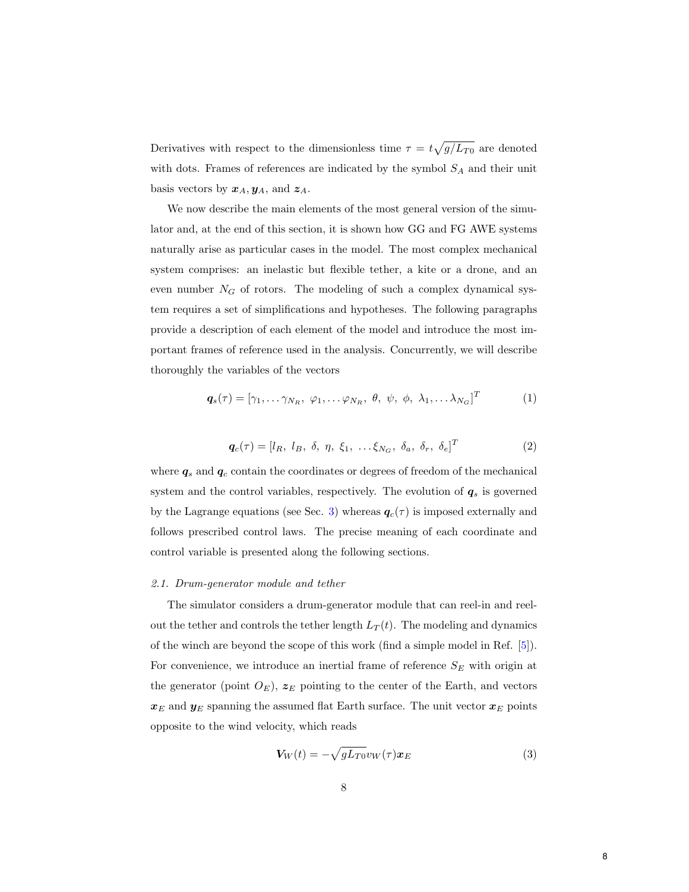Derivatives with respect to the dimensionless time $\tau = t\sqrt{g/L_{T0}}$ are denoted with dots. Frames of references are indicated by the symbol $S_A$ and their unit basis vectors by $\boldsymbol{x}_A, \boldsymbol{y}_A$, and $\boldsymbol{z}_A$.

We now describe the main elements of the most general version of the simulator and, at the end of this section, it is shown how GG and FG AWE systems naturally arise as particular cases in the model. The most complex mechanical system comprises: an inelastic but flexible tether, a kite or a drone, and an even number $N_G$ of rotors. The modeling of such a complex dynamical system requires a set of simplifications and hypotheses. The following paragraphs provide a description of each element of the model and introduce the most important frames of reference used in the analysis. Concurrently, we will describe thoroughly the variables of the vectors

$$\boldsymbol{q}_s(\tau) = [\gamma_1, \dots \gamma_{N_R},\ \varphi_1, \dots \varphi_{N_R},\ \theta,\ \psi,\ \phi,\ \lambda_1, \dots \lambda_{N_G}]^T \tag{1}$$

$$\boldsymbol{q}_c(\tau) = [l_R,\ l_B,\ \delta,\ \eta,\ \xi_1,\ \dots \xi_{N_G},\ \delta_a,\ \delta_r,\ \delta_e]^T \tag{2}$$

where $\boldsymbol{q}_s$ and $\boldsymbol{q}_c$ contain the coordinates or degrees of freedom of the mechanical system and the control variables, respectively. The evolution of $\boldsymbol{q}_s$ is governed by the Lagrange equations (see Sec. 3) whereas $\boldsymbol{q}_c(\tau)$ is imposed externally and follows prescribed control laws. The precise meaning of each coordinate and control variable is presented along the following sections.

### *2.1. Drum-generator module and tether*

The simulator considers a drum-generator module that can reel-in and reel-out the tether and controls the tether length $L_T(t)$. The modeling and dynamics of the winch are beyond the scope of this work (find a simple model in Ref. [5]). For convenience, we introduce an inertial frame of reference $S_E$ with origin at the generator (point $O_E$), $\boldsymbol{z}_E$ pointing to the center of the Earth, and vectors $\boldsymbol{x}_E$ and $\boldsymbol{y}_E$ spanning the assumed flat Earth surface. The unit vector $\boldsymbol{x}_E$ points opposite to the wind velocity, which reads

$$\boldsymbol{V}_W(t) = -\sqrt{gL_{T0}}v_W(\tau)\boldsymbol{x}_E \tag{3}$$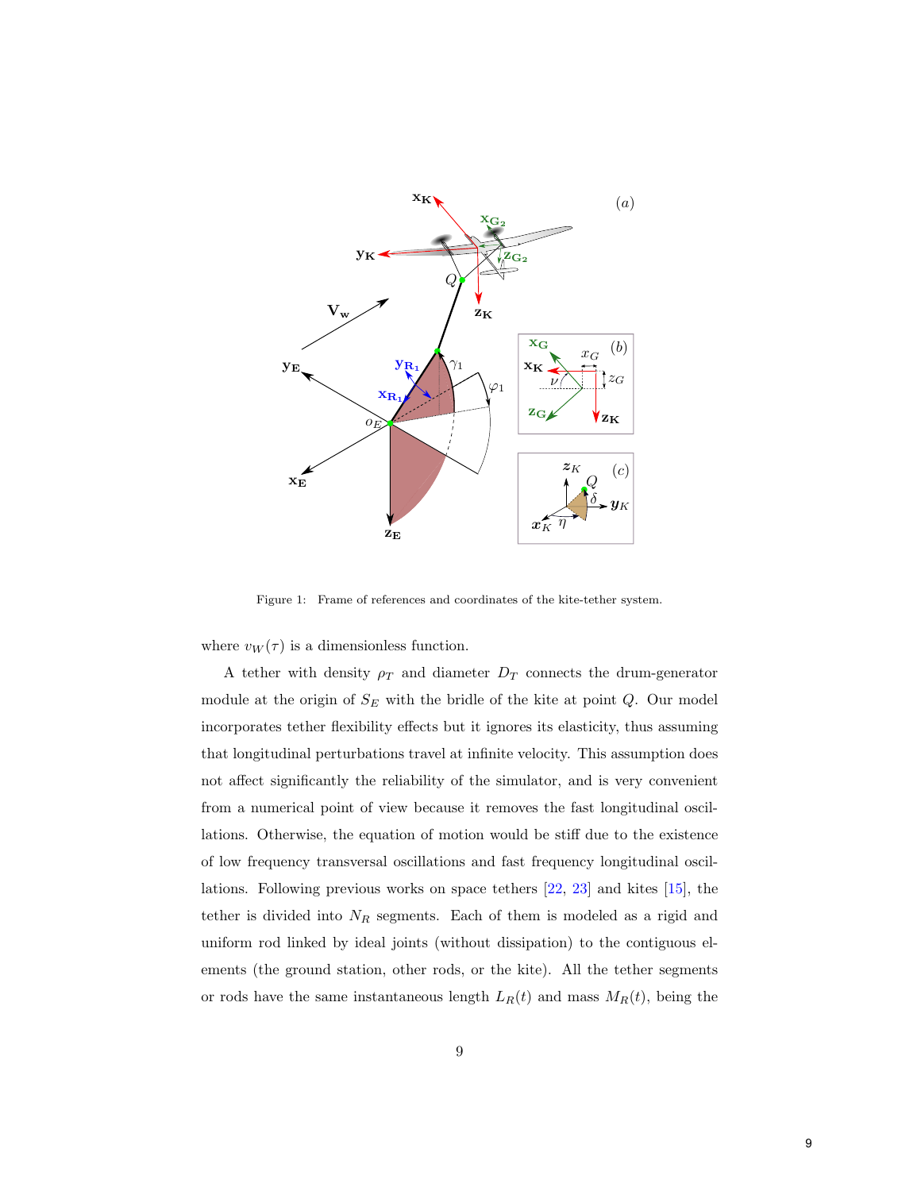Figure 1: Frame of references and coordinates of the kite-tether system.

where $v_W(\tau)$ is a dimensionless function.

A tether with density $\rho_T$ and diameter $D_T$ connects the drum-generator module at the origin of $S_E$ with the bridle of the kite at point $Q$. Our model incorporates tether flexibility effects but it ignores its elasticity, thus assuming that longitudinal perturbations travel at infinite velocity. This assumption does not affect significantly the reliability of the simulator, and is very convenient from a numerical point of view because it removes the fast longitudinal oscillations. Otherwise, the equation of motion would be stiff due to the existence of low frequency transversal oscillations and fast frequency longitudinal oscillations. Following previous works on space tethers [22, 23] and kites [15], the tether is divided into $N_R$ segments. Each of them is modeled as a rigid and uniform rod linked by ideal joints (without dissipation) to the contiguous elements (the ground station, other rods, or the kite). All the tether segments or rods have the same instantaneous length $L_R(t)$ and mass $M_R(t)$, being the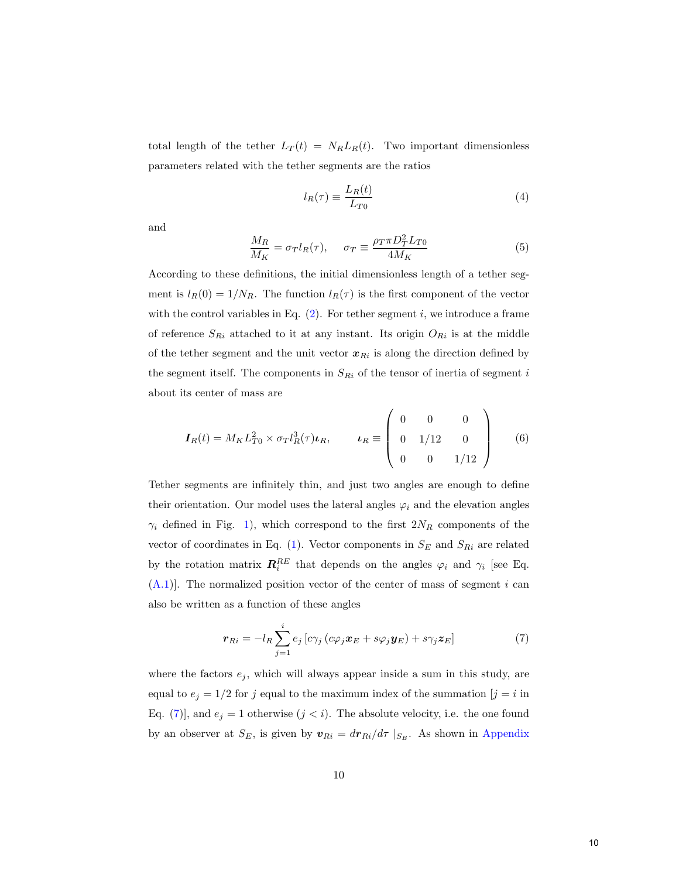total length of the tether $L_T(t) = N_R L_R(t)$. Two important dimensionless parameters related with the tether segments are the ratios

$$l_R(\tau) \equiv \frac{L_R(t)}{L_{T0}} \tag{4}$$

and

$$\frac{M_R}{M_K} = \sigma_T l_R(\tau), \quad \sigma_T \equiv \frac{\rho_T \pi D_T^2 L_{T0}}{4 M_K} \tag{5}$$

According to these definitions, the initial dimensionless length of a tether segment is $l_R(0) = 1/N_R$. The function $l_R(\tau)$ is the first component of the vector with the control variables in Eq. (2). For tether segment $i$, we introduce a frame of reference $S_{Ri}$ attached to it at any instant. Its origin $O_{Ri}$ is at the middle of the tether segment and the unit vector $\boldsymbol{x}_{Ri}$ is along the direction defined by the segment itself. The components in $S_{Ri}$ of the tensor of inertia of segment $i$ about its center of mass are

$$\boldsymbol{I}_R(t) = M_K L_{T0}^2 \times \sigma_T l_R^3(\tau) \boldsymbol{\iota}_R, \qquad \boldsymbol{\iota}_R \equiv \begin{pmatrix} 0 & 0 & 0 \\ 0 & 1/12 & 0 \\ 0 & 0 & 1/12 \end{pmatrix} \tag{6}$$

Tether segments are infinitely thin, and just two angles are enough to define their orientation. Our model uses the lateral angles $\varphi_i$ and the elevation angles $\gamma_i$ defined in Fig. 1), which correspond to the first $2N_R$ components of the vector of coordinates in Eq. (1). Vector components in $S_E$ and $S_{Ri}$ are related by the rotation matrix $\boldsymbol{R}_i^{RE}$ that depends on the angles $\varphi_i$ and $\gamma_i$ [see Eq. (A.1)]. The normalized position vector of the center of mass of segment $i$ can also be written as a function of these angles

$$\boldsymbol{r}_{Ri} = -l_R \sum_{j=1}^{i} e_j \left[ c\gamma_j \left( c\varphi_j \boldsymbol{x}_E + s\varphi_j \boldsymbol{y}_E \right) + s\gamma_j \boldsymbol{z}_E \right] \tag{7}$$

where the factors $e_j$, which will always appear inside a sum in this study, are equal to $e_j = 1/2$ for $j$ equal to the maximum index of the summation [$j = i$ in Eq. (7)], and $e_j = 1$ otherwise ($j < i$). The absolute velocity, i.e. the one found by an observer at $S_E$, is given by $\boldsymbol{v}_{Ri} = d\boldsymbol{r}_{Ri}/d\tau \mid_{S_E}$. As shown in Appendix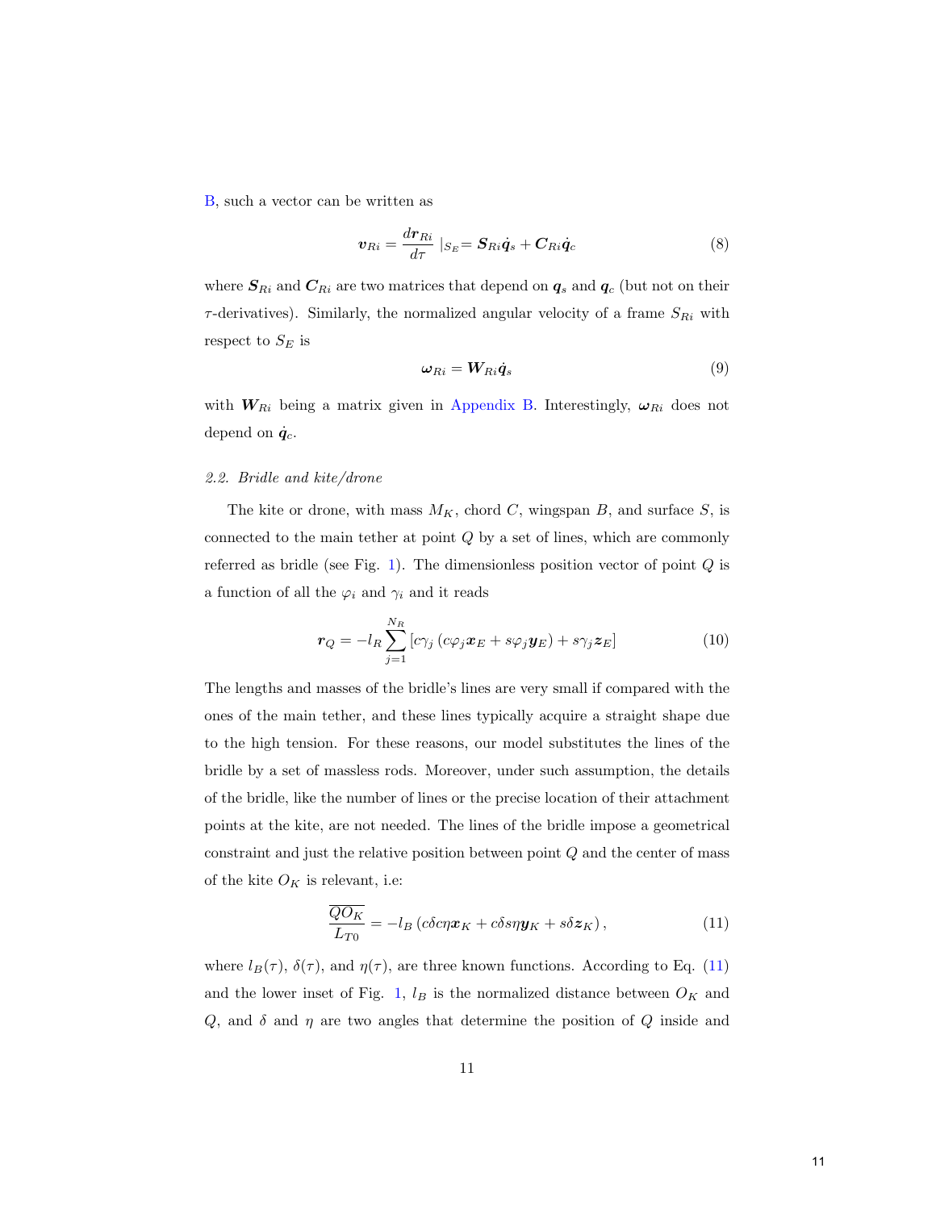B, such a vector can be written as

$$\boldsymbol{v}_{Ri} = \frac{d\boldsymbol{r}_{Ri}}{d\tau} \mid_{S_E} = \boldsymbol{S}_{Ri}\dot{\boldsymbol{q}}_s + \boldsymbol{C}_{Ri}\dot{\boldsymbol{q}}_c \tag{8}$$

where $\boldsymbol{S}_{Ri}$ and $\boldsymbol{C}_{Ri}$ are two matrices that depend on $\boldsymbol{q}_s$ and $\boldsymbol{q}_c$ (but not on their $\tau$-derivatives). Similarly, the normalized angular velocity of a frame $S_{Ri}$ with respect to $S_E$ is

$$\boldsymbol{\omega}_{Ri} = \boldsymbol{W}_{Ri}\dot{\boldsymbol{q}}_s \tag{9}$$

with $\boldsymbol{W}_{Ri}$ being a matrix given in Appendix B. Interestingly, $\boldsymbol{\omega}_{Ri}$ does not depend on $\dot{\boldsymbol{q}}_c$.

### 2.2. Bridle and kite/drone

The kite or drone, with mass $M_K$, chord $C$, wingspan $B$, and surface $S$, is connected to the main tether at point $Q$ by a set of lines, which are commonly referred as bridle (see Fig. 1). The dimensionless position vector of point $Q$ is a function of all the $\varphi_i$ and $\gamma_i$ and it reads

$$\boldsymbol{r}_Q = -l_R \sum_{j=1}^{N_R} \left[ c\gamma_j \left( c\varphi_j \boldsymbol{x}_E + s\varphi_j \boldsymbol{y}_E \right) + s\gamma_j \boldsymbol{z}_E \right] \tag{10}$$

The lengths and masses of the bridle's lines are very small if compared with the ones of the main tether, and these lines typically acquire a straight shape due to the high tension. For these reasons, our model substitutes the lines of the bridle by a set of massless rods. Moreover, under such assumption, the details of the bridle, like the number of lines or the precise location of their attachment points at the kite, are not needed. The lines of the bridle impose a geometrical constraint and just the relative position between point $Q$ and the center of mass of the kite $O_K$ is relevant, i.e:

$$\frac{\overline{QO_K}}{L_{T0}} = -l_B \left( c\delta c\eta \boldsymbol{x}_K + c\delta s\eta \boldsymbol{y}_K + s\delta \boldsymbol{z}_K \right), \tag{11}$$

where $l_B(\tau)$, $\delta(\tau)$, and $\eta(\tau)$, are three known functions. According to Eq. (11) and the lower inset of Fig. 1, $l_B$ is the normalized distance between $O_K$ and $Q$, and $\delta$ and $\eta$ are two angles that determine the position of $Q$ inside and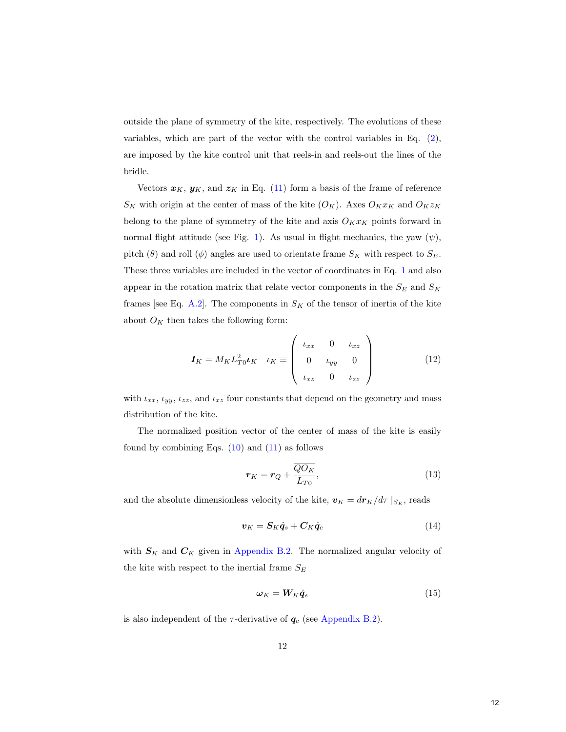outside the plane of symmetry of the kite, respectively. The evolutions of these variables, which are part of the vector with the control variables in Eq. (2), are imposed by the kite control unit that reels-in and reels-out the lines of the bridle.

Vectors $\boldsymbol{x}_K$, $\boldsymbol{y}_K$, and $\boldsymbol{z}_K$ in Eq. (11) form a basis of the frame of reference $S_K$ with origin at the center of mass of the kite ($O_K$). Axes $O_K x_K$ and $O_K z_K$ belong to the plane of symmetry of the kite and axis $O_K x_K$ points forward in normal flight attitude (see Fig. 1). As usual in flight mechanics, the yaw ($\psi$), pitch ($\theta$) and roll ($\phi$) angles are used to orientate frame $S_K$ with respect to $S_E$. These three variables are included in the vector of coordinates in Eq. 1 and also appear in the rotation matrix that relate vector components in the $S_E$ and $S_K$ frames [see Eq. A.2]. The components in $S_K$ of the tensor of inertia of the kite about $O_K$ then takes the following form:

$$
\boldsymbol{I}_K = M_K L_{T0}^2 \boldsymbol{\iota}_K \quad \iota_K \equiv \begin{pmatrix} \iota_{xx} & 0 & \iota_{xz} \\ 0 & \iota_{yy} & 0 \\ \iota_{xz} & 0 & \iota_{zz} \end{pmatrix} \tag{12}
$$

with $\iota_{xx}$, $\iota_{yy}$, $\iota_{zz}$, and $\iota_{xz}$ four constants that depend on the geometry and mass distribution of the kite.

The normalized position vector of the center of mass of the kite is easily found by combining Eqs. (10) and (11) as follows

$$
\boldsymbol{r}_K = \boldsymbol{r}_Q + \frac{\overline{QO_K}}{L_{T0}}, \tag{13}
$$

and the absolute dimensionless velocity of the kite, $\boldsymbol{v}_K = d\boldsymbol{r}_K/d\tau \mid_{S_E}$, reads

$$
\boldsymbol{v}_K = \boldsymbol{S}_K \dot{\boldsymbol{q}}_s + \boldsymbol{C}_K \dot{\boldsymbol{q}}_c \tag{14}
$$

with $\boldsymbol{S}_K$ and $\boldsymbol{C}_K$ given in Appendix B.2. The normalized angular velocity of the kite with respect to the inertial frame $S_E$

$$
\boldsymbol{\omega}_K = \boldsymbol{W}_K \dot{\boldsymbol{q}}_s \tag{15}
$$

is also independent of the $\tau$-derivative of $\boldsymbol{q}_c$ (see Appendix B.2).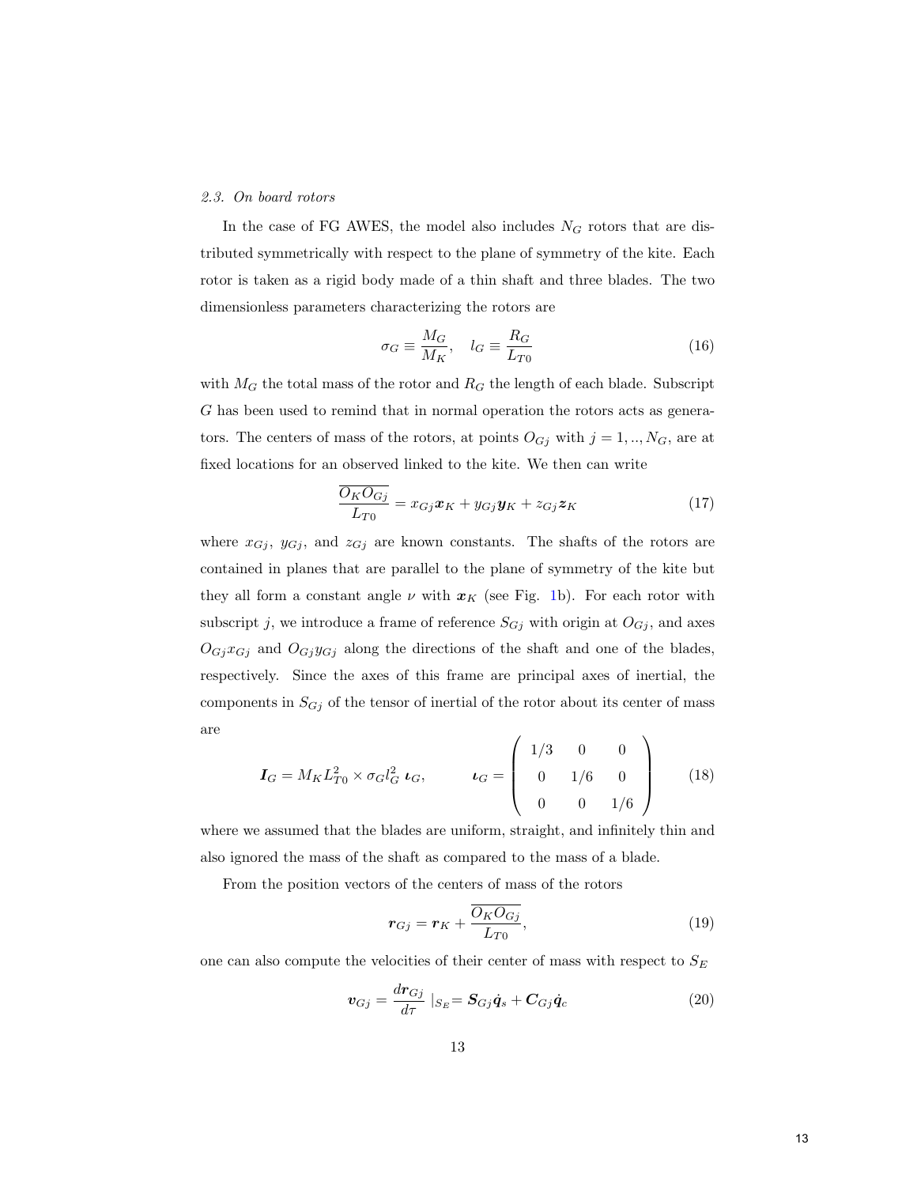### 2.3. On board rotors

In the case of FG AWES, the model also includes $N_G$ rotors that are distributed symmetrically with respect to the plane of symmetry of the kite. Each rotor is taken as a rigid body made of a thin shaft and three blades. The two dimensionless parameters characterizing the rotors are

$$\sigma_G \equiv \frac{M_G}{M_K}, \quad l_G \equiv \frac{R_G}{L_{T0}} \tag{16}$$

with $M_G$ the total mass of the rotor and $R_G$ the length of each blade. Subscript $G$ has been used to remind that in normal operation the rotors acts as generators. The centers of mass of the rotors, at points $O_{Gj}$ with $j = 1, .., N_G$, are at fixed locations for an observed linked to the kite. We then can write

$$\frac{\overline{O_K O_{Gj}}}{L_{T0}} = x_{Gj}\boldsymbol{x}_K + y_{Gj}\boldsymbol{y}_K + z_{Gj}\boldsymbol{z}_K \tag{17}$$

where $x_{Gj}$, $y_{Gj}$, and $z_{Gj}$ are known constants. The shafts of the rotors are contained in planes that are parallel to the plane of symmetry of the kite but they all form a constant angle $\nu$ with $\boldsymbol{x}_K$ (see Fig. 1b). For each rotor with subscript $j$, we introduce a frame of reference $S_{Gj}$ with origin at $O_{Gj}$, and axes $O_{Gj}x_{Gj}$ and $O_{Gj}y_{Gj}$ along the directions of the shaft and one of the blades, respectively. Since the axes of this frame are principal axes of inertial, the components in $S_{Gj}$ of the tensor of inertial of the rotor about its center of mass are

$$\boldsymbol{I}_G = M_K L_{T0}^2 \times \sigma_G l_G^2 \; \boldsymbol{\iota}_G, \qquad \boldsymbol{\iota}_G = \begin{pmatrix} 1/3 & 0 & 0 \\ 0 & 1/6 & 0 \\ 0 & 0 & 1/6 \end{pmatrix} \tag{18}$$

where we assumed that the blades are uniform, straight, and infinitely thin and also ignored the mass of the shaft as compared to the mass of a blade.

From the position vectors of the centers of mass of the rotors

$$\boldsymbol{r}_{Gj} = \boldsymbol{r}_K + \frac{\overline{O_K O_{Gj}}}{L_{T0}}, \tag{19}$$

one can also compute the velocities of their center of mass with respect to $S_E$

$$\boldsymbol{v}_{Gj} = \frac{d\boldsymbol{r}_{Gj}}{d\tau} \mid_{S_E} = \boldsymbol{S}_{Gj}\dot{\boldsymbol{q}}_s + \boldsymbol{C}_{Gj}\dot{\boldsymbol{q}}_c \tag{20}$$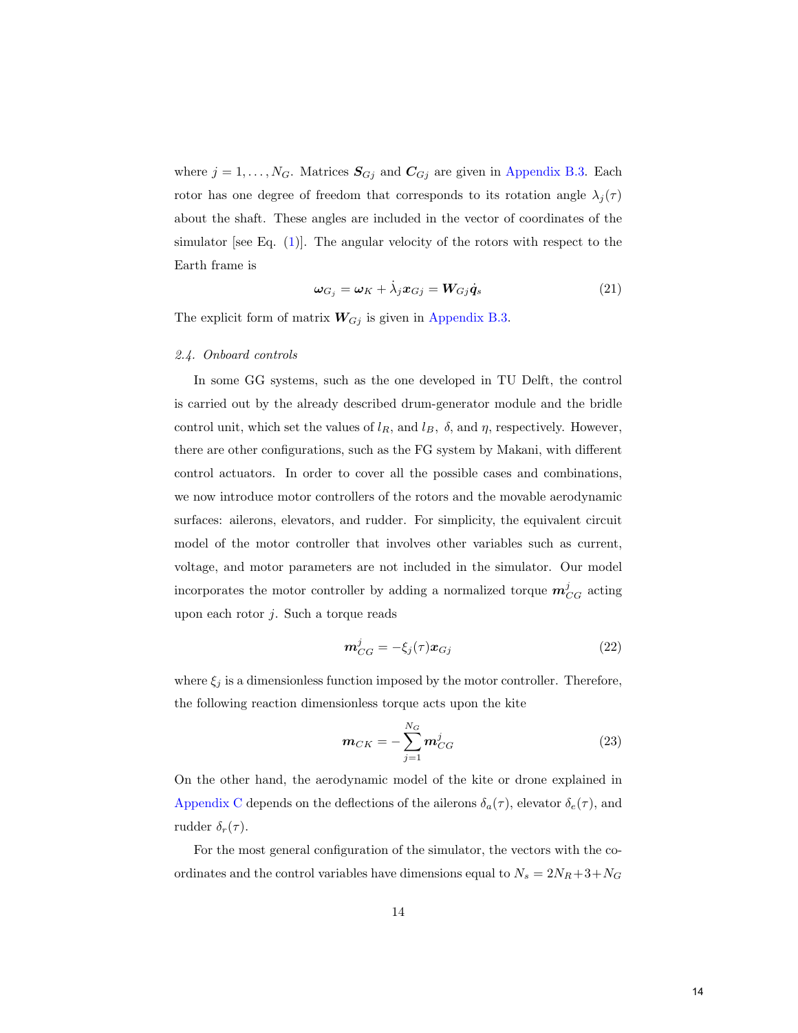where $j = 1, \ldots, N_G$. Matrices $\boldsymbol{S}_{Gj}$ and $\boldsymbol{C}_{Gj}$ are given in Appendix B.3. Each rotor has one degree of freedom that corresponds to its rotation angle $\lambda_j(\tau)$ about the shaft. These angles are included in the vector of coordinates of the simulator [see Eq. (1)]. The angular velocity of the rotors with respect to the Earth frame is

$$\boldsymbol{\omega}_{G_j} = \boldsymbol{\omega}_K + \dot{\lambda}_j \boldsymbol{x}_{Gj} = \boldsymbol{W}_{Gj} \dot{\boldsymbol{q}}_s \tag{21}$$

The explicit form of matrix $\boldsymbol{W}_{Gj}$ is given in Appendix B.3.

### *2.4. Onboard controls*

In some GG systems, such as the one developed in TU Delft, the control is carried out by the already described drum-generator module and the bridle control unit, which set the values of $l_R$, and $l_B$, $\delta$, and $\eta$, respectively. However, there are other configurations, such as the FG system by Makani, with different control actuators. In order to cover all the possible cases and combinations, we now introduce motor controllers of the rotors and the movable aerodynamic surfaces: ailerons, elevators, and rudder. For simplicity, the equivalent circuit model of the motor controller that involves other variables such as current, voltage, and motor parameters are not included in the simulator. Our model incorporates the motor controller by adding a normalized torque $\boldsymbol{m}_{CG}^j$ acting upon each rotor $j$. Such a torque reads

$$\boldsymbol{m}_{CG}^j = -\xi_j(\tau) \boldsymbol{x}_{Gj} \tag{22}$$

where $\xi_j$ is a dimensionless function imposed by the motor controller. Therefore, the following reaction dimensionless torque acts upon the kite

$$\boldsymbol{m}_{CK} = -\sum_{j=1}^{N_G} \boldsymbol{m}_{CG}^j \tag{23}$$

On the other hand, the aerodynamic model of the kite or drone explained in Appendix C depends on the deflections of the ailerons $\delta_a(\tau)$, elevator $\delta_e(\tau)$, and rudder $\delta_r(\tau)$.

For the most general configuration of the simulator, the vectors with the coordinates and the control variables have dimensions equal to $N_s = 2N_R + 3 + N_G$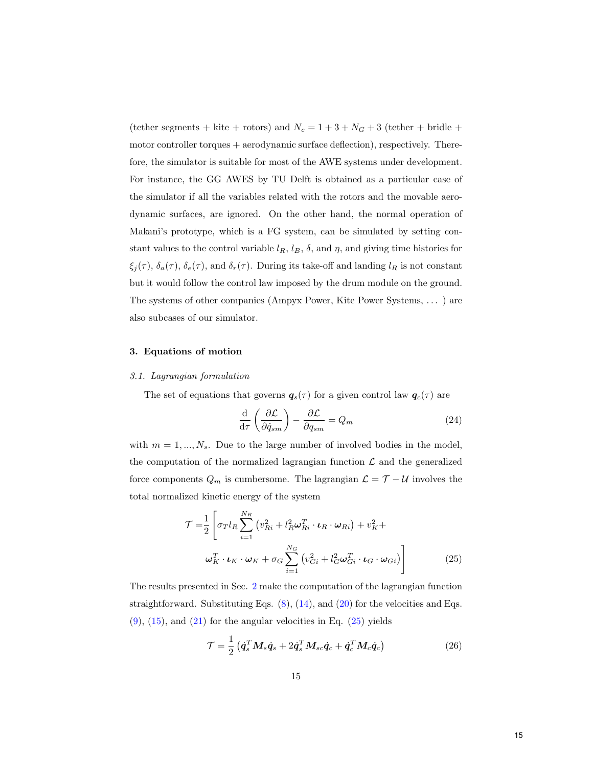(tether segments + kite + rotors) and $N_c = 1 + 3 + N_G + 3$ (tether + bridle + motor controller torques + aerodynamic surface deflection), respectively. Therefore, the simulator is suitable for most of the AWE systems under development. For instance, the GG AWES by TU Delft is obtained as a particular case of the simulator if all the variables related with the rotors and the movable aerodynamic surfaces, are ignored. On the other hand, the normal operation of Makani's prototype, which is a FG system, can be simulated by setting constant values to the control variable $l_R$, $l_B$, $\delta$, and $\eta$, and giving time histories for $\xi_j(\tau)$, $\delta_a(\tau)$, $\delta_e(\tau)$, and $\delta_r(\tau)$. During its take-off and landing $l_R$ is not constant but it would follow the control law imposed by the drum module on the ground. The systems of other companies (Ampyx Power, Kite Power Systems, ... ) are also subcases of our simulator.

## 3. Equations of motion

### *3.1. Lagrangian formulation*

The set of equations that governs $\boldsymbol{q}_s(\tau)$ for a given control law $\boldsymbol{q}_c(\tau)$ are

$$\frac{\mathrm{d}}{\mathrm{d}\tau}\left(\frac{\partial \mathcal{L}}{\partial \dot{q}_{sm}}\right) - \frac{\partial \mathcal{L}}{\partial q_{sm}} = Q_m \tag{24}$$

with $m = 1, ..., N_s$. Due to the large number of involved bodies in the model, the computation of the normalized lagrangian function $\mathcal{L}$ and the generalized force components $Q_m$ is cumbersome. The lagrangian $\mathcal{L} = \mathcal{T} - \mathcal{U}$ involves the total normalized kinetic energy of the system

$$\begin{aligned}\mathcal{T} =& \frac{1}{2}\left[\sigma_T l_R \sum_{i=1}^{N_R}\left(v_{Ri}^2 + l_R^2 \boldsymbol{\omega}_{Ri}^T \cdot \boldsymbol{\iota}_R \cdot \boldsymbol{\omega}_{Ri}\right) + v_K^2 + \right.\\ & \left. \boldsymbol{\omega}_K^T \cdot \boldsymbol{\iota}_K \cdot \boldsymbol{\omega}_K + \sigma_G \sum_{i=1}^{N_G}\left(v_{Gi}^2 + l_G^2 \boldsymbol{\omega}_{Gi}^T \cdot \boldsymbol{\iota}_G \cdot \boldsymbol{\omega}_{Gi}\right)\right]\end{aligned} \tag{25}$$

The results presented in Sec. 2 make the computation of the lagrangian function straightforward. Substituting Eqs. (8), (14), and (20) for the velocities and Eqs. (9), (15), and (21) for the angular velocities in Eq. (25) yields

$$\mathcal{T} = \frac{1}{2}\left(\dot{\boldsymbol{q}}_s^T \boldsymbol{M}_s \dot{\boldsymbol{q}}_s + 2\dot{\boldsymbol{q}}_s^T \boldsymbol{M}_{sc} \dot{\boldsymbol{q}}_c + \dot{\boldsymbol{q}}_c^T \boldsymbol{M}_c \dot{\boldsymbol{q}}_c\right) \tag{26}$$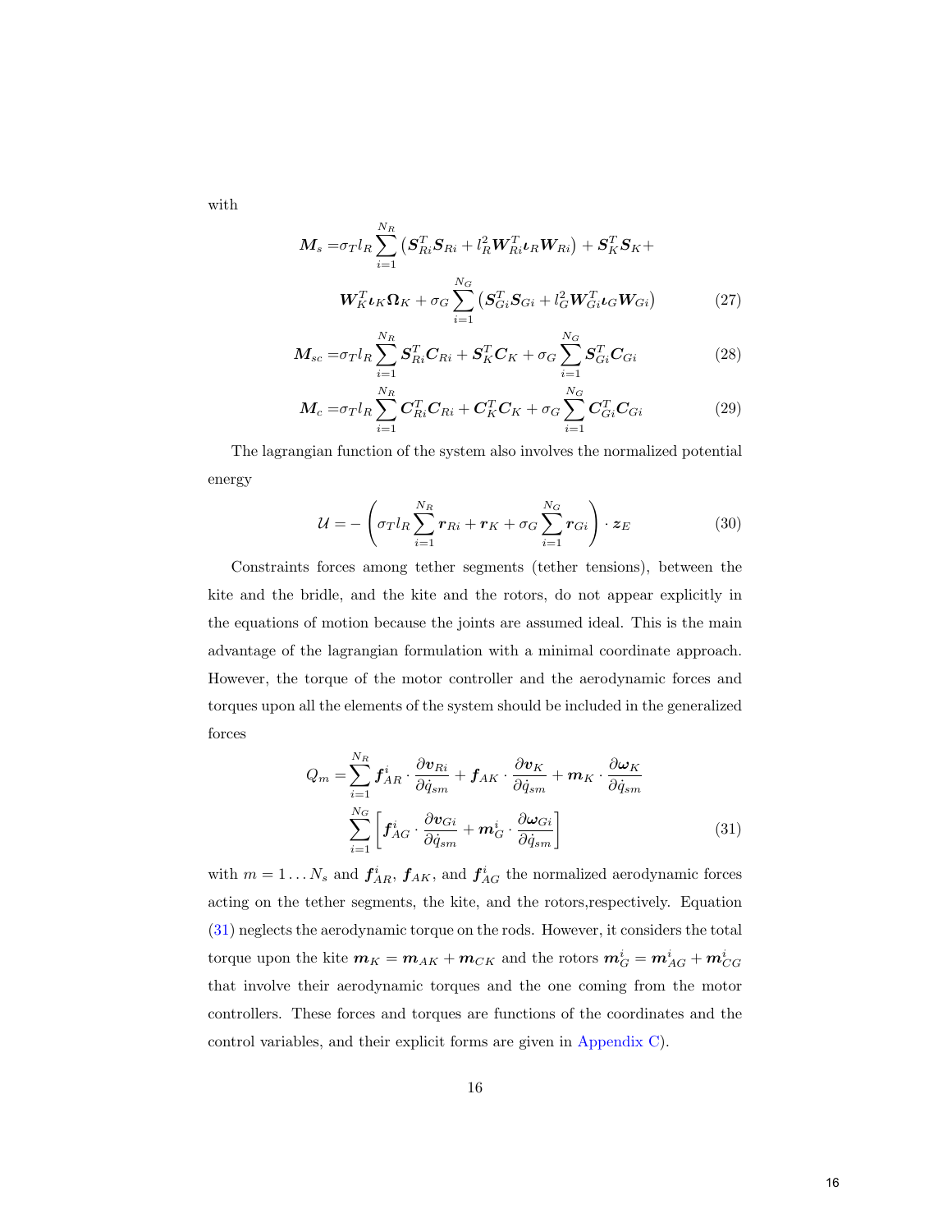with

$$
\begin{aligned}
\boldsymbol{M}_s =& \sigma_T l_R \sum_{i=1}^{N_R} \left( \boldsymbol{S}_{Ri}^T \boldsymbol{S}_{Ri} + l_R^2 \boldsymbol{W}_{Ri}^T \boldsymbol{\iota}_R \boldsymbol{W}_{Ri} \right) + \boldsymbol{S}_K^T \boldsymbol{S}_K + \\
& \boldsymbol{W}_K^T \boldsymbol{\iota}_K \boldsymbol{\Omega}_K + \sigma_G \sum_{i=1}^{N_G} \left( \boldsymbol{S}_{Gi}^T \boldsymbol{S}_{Gi} + l_G^2 \boldsymbol{W}_{Gi}^T \boldsymbol{\iota}_G \boldsymbol{W}_{Gi} \right) \qquad (27)
\end{aligned}
$$

$$
\boldsymbol{M}_{sc} = \sigma_T l_R \sum_{i=1}^{N_R} \boldsymbol{S}_{Ri}^T \boldsymbol{C}_{Ri} + \boldsymbol{S}_K^T \boldsymbol{C}_K + \sigma_G \sum_{i=1}^{N_G} \boldsymbol{S}_{Gi}^T \boldsymbol{C}_{Gi} \qquad (28)
$$

$$
\boldsymbol{M}_{c} = \sigma_T l_R \sum_{i=1}^{N_R} \boldsymbol{C}_{Ri}^T \boldsymbol{C}_{Ri} + \boldsymbol{C}_K^T \boldsymbol{C}_K + \sigma_G \sum_{i=1}^{N_G} \boldsymbol{C}_{Gi}^T \boldsymbol{C}_{Gi} \qquad (29)
$$

The lagrangian function of the system also involves the normalized potential energy

$$
\mathcal{U} = -\left( \sigma_T l_R \sum_{i=1}^{N_R} \boldsymbol{r}_{Ri} + \boldsymbol{r}_K + \sigma_G \sum_{i=1}^{N_G} \boldsymbol{r}_{Gi} \right) \cdot \boldsymbol{z}_E \qquad (30)
$$

Constraints forces among tether segments (tether tensions), between the kite and the bridle, and the kite and the rotors, do not appear explicitly in the equations of motion because the joints are assumed ideal. This is the main advantage of the lagrangian formulation with a minimal coordinate approach. However, the torque of the motor controller and the aerodynamic forces and torques upon all the elements of the system should be included in the generalized forces

$$
\begin{aligned}
Q_m =& \sum_{i=1}^{N_R} \boldsymbol{f}_{AR}^i \cdot \frac{\partial \boldsymbol{v}_{Ri}}{\partial \dot{q}_{sm}} + \boldsymbol{f}_{AK} \cdot \frac{\partial \boldsymbol{v}_K}{\partial \dot{q}_{sm}} + \boldsymbol{m}_K \cdot \frac{\partial \boldsymbol{\omega}_K}{\partial \dot{q}_{sm}} \\
& \sum_{i=1}^{N_G} \left[ \boldsymbol{f}_{AG}^i \cdot \frac{\partial \boldsymbol{v}_{Gi}}{\partial \dot{q}_{sm}} + \boldsymbol{m}_G^i \cdot \frac{\partial \boldsymbol{\omega}_{Gi}}{\partial \dot{q}_{sm}} \right] \qquad (31)
\end{aligned}
$$

with $m = 1 \ldots N_s$ and $\boldsymbol{f}_{AR}^i$, $\boldsymbol{f}_{AK}$, and $\boldsymbol{f}_{AG}^i$ the normalized aerodynamic forces acting on the tether segments, the kite, and the rotors,respectively. Equation (31) neglects the aerodynamic torque on the rods. However, it considers the total torque upon the kite $\boldsymbol{m}_K = \boldsymbol{m}_{AK} + \boldsymbol{m}_{CK}$ and the rotors $\boldsymbol{m}_G^i = \boldsymbol{m}_{AG}^i + \boldsymbol{m}_{CG}^i$ that involve their aerodynamic torques and the one coming from the motor controllers. These forces and torques are functions of the coordinates and the control variables, and their explicit forms are given in Appendix C).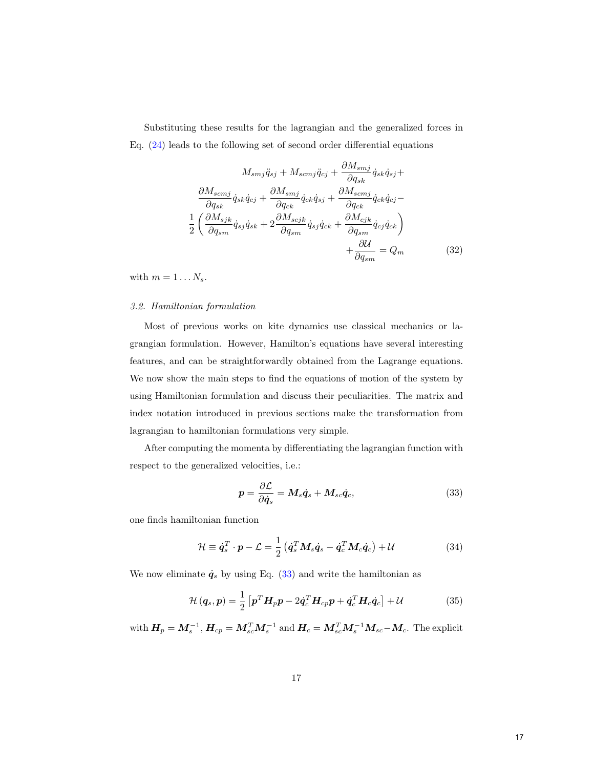Substituting these results for the lagrangian and the generalized forces in Eq. (24) leads to the following set of second order differential equations

$$
\begin{aligned}
M_{smj}\ddot{q}_{sj} + M_{scmj}\ddot{q}_{cj} + \frac{\partial M_{smj}}{\partial q_{sk}}\dot{q}_{sk}\dot{q}_{sj} + \\
\frac{\partial M_{scmj}}{\partial q_{sk}}\dot{q}_{sk}\dot{q}_{cj} + \frac{\partial M_{smj}}{\partial q_{ck}}\dot{q}_{ck}\dot{q}_{sj} + \frac{\partial M_{scmj}}{\partial q_{ck}}\dot{q}_{ck}\dot{q}_{cj} - \\
\frac{1}{2}\left(\frac{\partial M_{sjk}}{\partial q_{sm}}\dot{q}_{sj}\dot{q}_{sk} + 2\frac{\partial M_{scjk}}{\partial q_{sm}}\dot{q}_{sj}\dot{q}_{ck} + \frac{\partial M_{cjk}}{\partial q_{sm}}\dot{q}_{cj}\dot{q}_{ck}\right) \\
+ \frac{\partial \mathcal{U}}{\partial q_{sm}} = Q_m
\end{aligned}
\tag{32}
$$

with $m = 1 \dots N_s$.

### *3.2. Hamiltonian formulation*

Most of previous works on kite dynamics use classical mechanics or lagrangian formulation. However, Hamilton's equations have several interesting features, and can be straightforwardly obtained from the Lagrange equations. We now show the main steps to find the equations of motion of the system by using Hamiltonian formulation and discuss their peculiarities. The matrix and index notation introduced in previous sections make the transformation from lagrangian to hamiltonian formulations very simple.

After computing the momenta by differentiating the lagrangian function with respect to the generalized velocities, i.e.:

$$
\boldsymbol{p} = \frac{\partial \mathcal{L}}{\partial \dot{\boldsymbol{q}}_s} = \boldsymbol{M}_s\dot{\boldsymbol{q}}_s + \boldsymbol{M}_{sc}\dot{\boldsymbol{q}}_c, \tag{33}
$$

one finds hamiltonian function

$$
\mathcal{H} \equiv \dot{\boldsymbol{q}}_s^T \cdot \boldsymbol{p} - \mathcal{L} = \frac{1}{2}\left(\dot{\boldsymbol{q}}_s^T\boldsymbol{M}_s\dot{\boldsymbol{q}}_s - \dot{\boldsymbol{q}}_c^T\boldsymbol{M}_c\dot{\boldsymbol{q}}_c\right) + \mathcal{U} \tag{34}
$$

We now eliminate $\dot{\boldsymbol{q}}_s$ by using Eq. (33) and write the hamiltonian as

$$
\mathcal{H}\left(\boldsymbol{q}_s, \boldsymbol{p}\right) = \frac{1}{2}\left[\boldsymbol{p}^T\boldsymbol{H}_p\boldsymbol{p} - 2\dot{\boldsymbol{q}}_c^T\boldsymbol{H}_{cp}\boldsymbol{p} + \dot{\boldsymbol{q}}_c^T\boldsymbol{H}_c\dot{\boldsymbol{q}}_c\right] + \mathcal{U} \tag{35}
$$

with $\boldsymbol{H}_p = \boldsymbol{M}_s^{-1}$, $\boldsymbol{H}_{cp} = \boldsymbol{M}_{sc}^T\boldsymbol{M}_s^{-1}$ and $\boldsymbol{H}_c = \boldsymbol{M}_{sc}^T\boldsymbol{M}_s^{-1}\boldsymbol{M}_{sc} - \boldsymbol{M}_c$. The explicit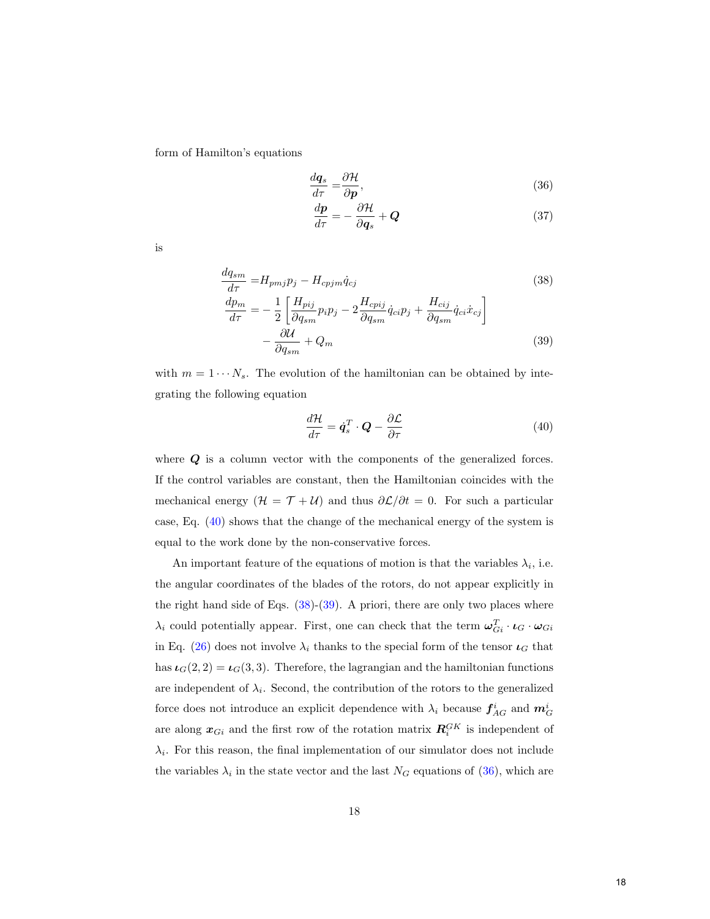form of Hamilton's equations

$$\frac{d\boldsymbol{q}_s}{d\tau} = \frac{\partial \mathcal{H}}{\partial \boldsymbol{p}}, \tag{36}$$

$$\frac{d\boldsymbol{p}}{d\tau} = -\frac{\partial \mathcal{H}}{\partial \boldsymbol{q}_s} + \boldsymbol{Q} \tag{37}$$

is

$$\frac{dq_{sm}}{d\tau} = H_{pmj} p_j - H_{cpjm} \dot{q}_{cj} \tag{38}$$

$$\frac{dp_m}{d\tau} = -\frac{1}{2}\left[\frac{H_{pij}}{\partial q_{sm}} p_i p_j - 2\frac{H_{cpij}}{\partial q_{sm}} \dot{q}_{ci} p_j + \frac{H_{cij}}{\partial q_{sm}} \dot{q}_{ci} \dot{x}_{cj}\right] - \frac{\partial \mathcal{U}}{\partial q_{sm}} + Q_m \tag{39}$$

with $m = 1 \cdots N_s$. The evolution of the hamiltonian can be obtained by integrating the following equation

$$\frac{d\mathcal{H}}{d\tau} = \dot{\boldsymbol{q}}_s^T \cdot \boldsymbol{Q} - \frac{\partial \mathcal{L}}{\partial \tau} \tag{40}$$

where $\boldsymbol{Q}$ is a column vector with the components of the generalized forces. If the control variables are constant, then the Hamiltonian coincides with the mechanical energy ($\mathcal{H} = \mathcal{T} + \mathcal{U}$) and thus $\partial \mathcal{L}/\partial t = 0$. For such a particular case, Eq. (40) shows that the change of the mechanical energy of the system is equal to the work done by the non-conservative forces.

An important feature of the equations of motion is that the variables $\lambda_i$, i.e. the angular coordinates of the blades of the rotors, do not appear explicitly in the right hand side of Eqs. (38)-(39). A priori, there are only two places where $\lambda_i$ could potentially appear. First, one can check that the term $\boldsymbol{\omega}_{Gi}^T \cdot \boldsymbol{\iota}_G \cdot \boldsymbol{\omega}_{Gi}$ in Eq. (26) does not involve $\lambda_i$ thanks to the special form of the tensor $\boldsymbol{\iota}_G$ that has $\boldsymbol{\iota}_G(2,2) = \boldsymbol{\iota}_G(3,3)$. Therefore, the lagrangian and the hamiltonian functions are independent of $\lambda_i$. Second, the contribution of the rotors to the generalized force does not introduce an explicit dependence with $\lambda_i$ because $\boldsymbol{f}_{AG}^i$ and $\boldsymbol{m}_G^i$ are along $\boldsymbol{x}_{Gi}$ and the first row of the rotation matrix $\boldsymbol{R}_i^{GK}$ is independent of $\lambda_i$. For this reason, the final implementation of our simulator does not include the variables $\lambda_i$ in the state vector and the last $N_G$ equations of (36), which are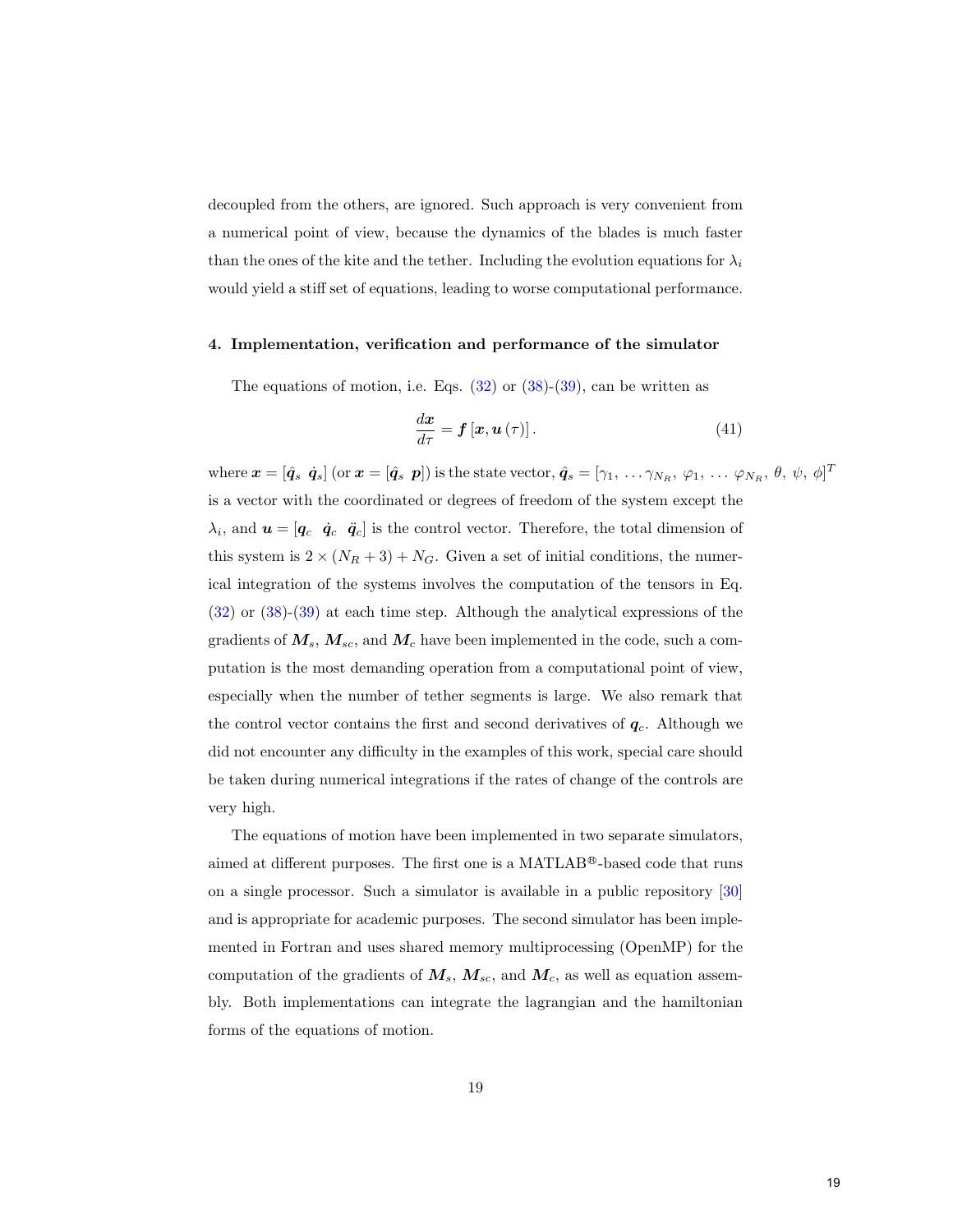decoupled from the others, are ignored. Such approach is very convenient from a numerical point of view, because the dynamics of the blades is much faster than the ones of the kite and the tether. Including the evolution equations for $\lambda_i$ would yield a stiff set of equations, leading to worse computational performance.

## 4. Implementation, verification and performance of the simulator

The equations of motion, i.e. Eqs. (32) or (38)-(39), can be written as

$$\frac{d\boldsymbol{x}}{d\tau} = \boldsymbol{f}\left[\boldsymbol{x}, \boldsymbol{u}\left(\tau\right)\right]. \tag{41}$$

where $\boldsymbol{x} = [\hat{\boldsymbol{q}}_s \;\; \dot{\boldsymbol{q}}_s]$ (or $\boldsymbol{x} = [\hat{\boldsymbol{q}}_s \;\; \boldsymbol{p}]$) is the state vector, $\hat{\boldsymbol{q}}_s = [\gamma_1, \, \ldots \gamma_{N_R}, \, \varphi_1, \, \ldots \, \varphi_{N_R}, \, \theta, \, \psi, \, \phi]^T$ is a vector with the coordinated or degrees of freedom of the system except the $\lambda_i$, and $\boldsymbol{u} = [\boldsymbol{q}_c \;\; \dot{\boldsymbol{q}}_c \;\; \ddot{\boldsymbol{q}}_c]$ is the control vector. Therefore, the total dimension of this system is $2 \times (N_R + 3) + N_G$. Given a set of initial conditions, the numerical integration of the systems involves the computation of the tensors in Eq. (32) or (38)-(39) at each time step. Although the analytical expressions of the gradients of $\boldsymbol{M}_s$, $\boldsymbol{M}_{sc}$, and $\boldsymbol{M}_c$ have been implemented in the code, such a computation is the most demanding operation from a computational point of view, especially when the number of tether segments is large. We also remark that the control vector contains the first and second derivatives of $\boldsymbol{q}_c$. Although we did not encounter any difficulty in the examples of this work, special care should be taken during numerical integrations if the rates of change of the controls are very high.

The equations of motion have been implemented in two separate simulators, aimed at different purposes. The first one is a MATLAB®-based code that runs on a single processor. Such a simulator is available in a public repository [30] and is appropriate for academic purposes. The second simulator has been implemented in Fortran and uses shared memory multiprocessing (OpenMP) for the computation of the gradients of $\boldsymbol{M}_s$, $\boldsymbol{M}_{sc}$, and $\boldsymbol{M}_c$, as well as equation assembly. Both implementations can integrate the lagrangian and the hamiltonian forms of the equations of motion.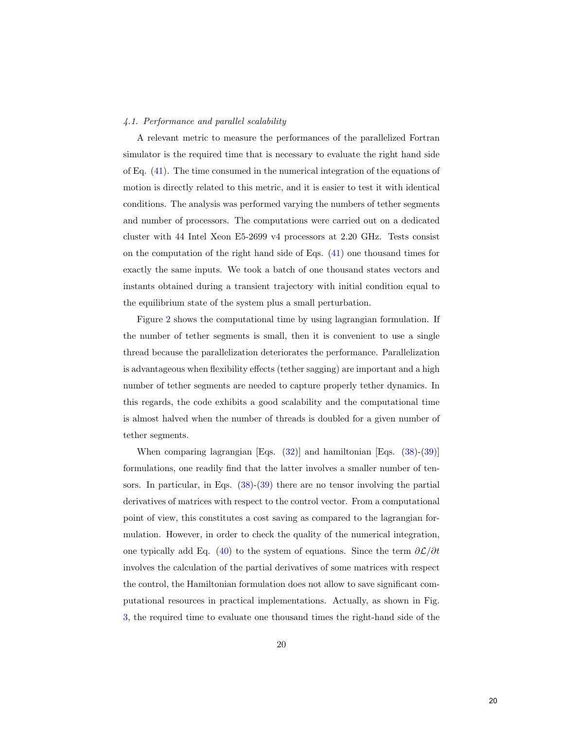### *4.1. Performance and parallel scalability*

A relevant metric to measure the performances of the parallelized Fortran simulator is the required time that is necessary to evaluate the right hand side of Eq. (41). The time consumed in the numerical integration of the equations of motion is directly related to this metric, and it is easier to test it with identical conditions. The analysis was performed varying the numbers of tether segments and number of processors. The computations were carried out on a dedicated cluster with 44 Intel Xeon E5-2699 v4 processors at 2.20 GHz. Tests consist on the computation of the right hand side of Eqs. (41) one thousand times for exactly the same inputs. We took a batch of one thousand states vectors and instants obtained during a transient trajectory with initial condition equal to the equilibrium state of the system plus a small perturbation.

Figure 2 shows the computational time by using lagrangian formulation. If the number of tether segments is small, then it is convenient to use a single thread because the parallelization deteriorates the performance. Parallelization is advantageous when flexibility effects (tether sagging) are important and a high number of tether segments are needed to capture properly tether dynamics. In this regards, the code exhibits a good scalability and the computational time is almost halved when the number of threads is doubled for a given number of tether segments.

When comparing lagrangian [Eqs. (32)] and hamiltonian [Eqs. (38)-(39)] formulations, one readily find that the latter involves a smaller number of tensors. In particular, in Eqs. (38)-(39) there are no tensor involving the partial derivatives of matrices with respect to the control vector. From a computational point of view, this constitutes a cost saving as compared to the lagrangian formulation. However, in order to check the quality of the numerical integration, one typically add Eq. (40) to the system of equations. Since the term $\partial \mathcal{L}/\partial t$ involves the calculation of the partial derivatives of some matrices with respect the control, the Hamiltonian formulation does not allow to save significant computational resources in practical implementations. Actually, as shown in Fig. 3, the required time to evaluate one thousand times the right-hand side of the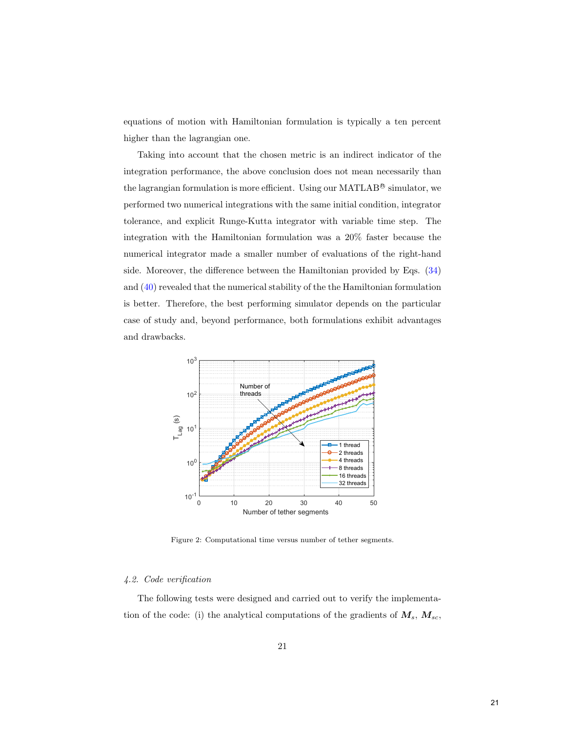equations of motion with Hamiltonian formulation is typically a ten percent higher than the lagrangian one.

Taking into account that the chosen metric is an indirect indicator of the integration performance, the above conclusion does not mean necessarily than the lagrangian formulation is more efficient. Using our MATLAB® simulator, we performed two numerical integrations with the same initial condition, integrator tolerance, and explicit Runge-Kutta integrator with variable time step. The integration with the Hamiltonian formulation was a 20% faster because the numerical integrator made a smaller number of evaluations of the right-hand side. Moreover, the difference between the Hamiltonian provided by Eqs. (34) and (40) revealed that the numerical stability of the the Hamiltonian formulation is better. Therefore, the best performing simulator depends on the particular case of study and, beyond performance, both formulations exhibit advantages and drawbacks.

Figure 2: Computational time versus number of tether segments.

### 4.2. Code verification

The following tests were designed and carried out to verify the implementation of the code: (i) the analytical computations of the gradients of $\boldsymbol{M}_s$, $\boldsymbol{M}_{sc}$,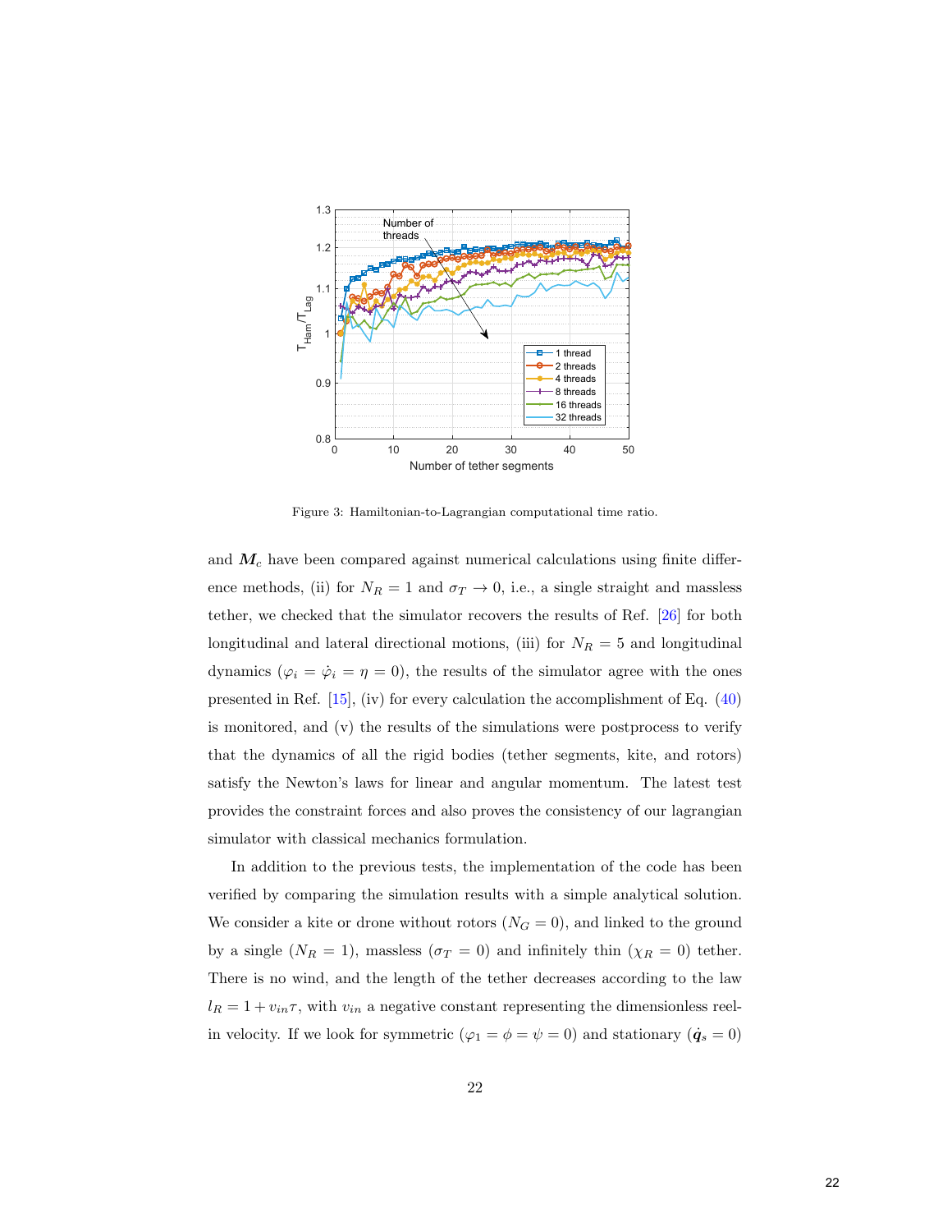Figure 3: Hamiltonian-to-Lagrangian computational time ratio.

and $\boldsymbol{M}_c$ have been compared against numerical calculations using finite difference methods, (ii) for $N_R = 1$ and $\sigma_T \to 0$, i.e., a single straight and massless tether, we checked that the simulator recovers the results of Ref. [26] for both longitudinal and lateral directional motions, (iii) for $N_R = 5$ and longitudinal dynamics ($\varphi_i = \dot{\varphi}_i = \eta = 0$), the results of the simulator agree with the ones presented in Ref. [15], (iv) for every calculation the accomplishment of Eq. (40) is monitored, and (v) the results of the simulations were postprocess to verify that the dynamics of all the rigid bodies (tether segments, kite, and rotors) satisfy the Newton's laws for linear and angular momentum. The latest test provides the constraint forces and also proves the consistency of our lagrangian simulator with classical mechanics formulation.

In addition to the previous tests, the implementation of the code has been verified by comparing the simulation results with a simple analytical solution. We consider a kite or drone without rotors ($N_G = 0$), and linked to the ground by a single ($N_R = 1$), massless ($\sigma_T = 0$) and infinitely thin ($\chi_R = 0$) tether. There is no wind, and the length of the tether decreases according to the law $l_R = 1 + v_{in}\tau$, with $v_{in}$ a negative constant representing the dimensionless reel-in velocity. If we look for symmetric ($\varphi_1 = \phi = \psi = 0$) and stationary ($\dot{\boldsymbol{q}}_s = 0$)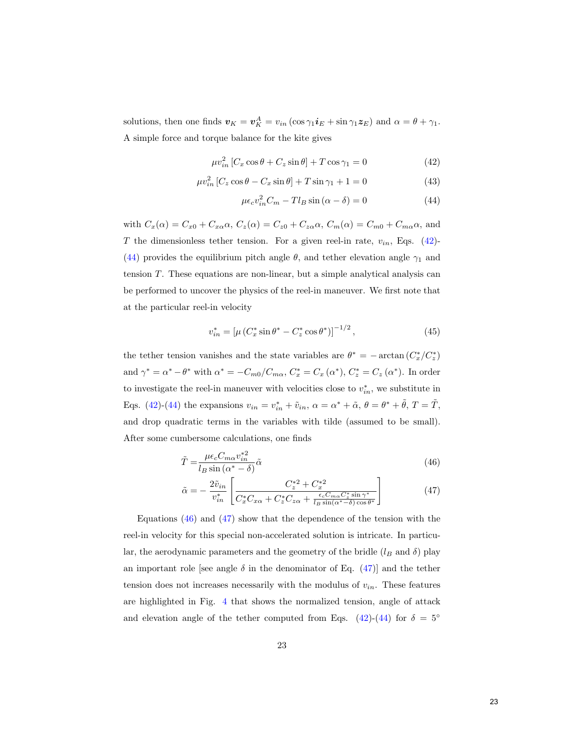solutions, then one finds $\boldsymbol{v}_K = \boldsymbol{v}_K^A = v_{in}\left(\cos\gamma_1 \boldsymbol{i}_E + \sin\gamma_1 \boldsymbol{z}_E\right)$ and $\alpha = \theta + \gamma_1$. A simple force and torque balance for the kite gives

$$\mu v_{in}^2 \left[C_x \cos\theta + C_z \sin\theta\right] + T\cos\gamma_1 = 0 \tag{42}$$

$$\mu v_{in}^2 \left[C_z \cos\theta - C_x \sin\theta\right] + T\sin\gamma_1 + 1 = 0 \tag{43}$$

$$\mu \epsilon_c v_{in}^2 C_m - T l_B \sin\left(\alpha - \delta\right) = 0 \tag{44}$$

with $C_x(\alpha) = C_{x0} + C_{x\alpha}\alpha$, $C_z(\alpha) = C_{z0} + C_{z\alpha}\alpha$, $C_m(\alpha) = C_{m0} + C_{m\alpha}\alpha$, and $T$ the dimensionless tether tension. For a given reel-in rate, $v_{in}$, Eqs. (42)-(44) provides the equilibrium pitch angle $\theta$, and tether elevation angle $\gamma_1$ and tension $T$. These equations are non-linear, but a simple analytical analysis can be performed to uncover the physics of the reel-in maneuver. We first note that at the particular reel-in velocity

$$v_{in}^* = \left[\mu\left(C_x^* \sin\theta^* - C_z^* \cos\theta^*\right)\right]^{-1/2}, \tag{45}$$

the tether tension vanishes and the state variables are $\theta^* = -\arctan\left(C_x^*/C_z^*\right)$ and $\gamma^* = \alpha^* - \theta^*$ with $\alpha^* = -C_{m0}/C_{m\alpha}$, $C_x^* = C_x\left(\alpha^*\right)$, $C_z^* = C_z\left(\alpha^*\right)$. In order to investigate the reel-in maneuver with velocities close to $v_{in}^*$, we substitute in Eqs. (42)-(44) the expansions $v_{in} = v_{in}^* + \tilde{v}_{in}$, $\alpha = \alpha^* + \tilde{\alpha}$, $\theta = \theta^* + \tilde{\theta}$, $T = \tilde{T}$, and drop quadratic terms in the variables with tilde (assumed to be small). After some cumbersome calculations, one finds

$$\tilde{T} = \frac{\mu \epsilon_c C_{m\alpha} v_{in}^{*2}}{l_B \sin\left(\alpha^* - \delta\right)}\tilde{\alpha} \tag{46}$$

$$\tilde{\alpha} = -\frac{2\tilde{v}_{in}}{v_{in}^*}\left[\frac{C_z^{*2} + C_x^{*2}}{C_x^* C_{x\alpha} + C_z^* C_{z\alpha} + \frac{\epsilon_c C_{m\alpha} C_z^* \sin\gamma^*}{l_B \sin(\alpha^* - \delta)\cos\theta^*}}\right] \tag{47}$$

Equations (46) and (47) show that the dependence of the tension with the reel-in velocity for this special non-accelerated solution is intricate. In particular, the aerodynamic parameters and the geometry of the bridle ($l_B$ and $\delta$) play an important role [see angle $\delta$ in the denominator of Eq. (47)] and the tether tension does not increases necessarily with the modulus of $v_{in}$. These features are highlighted in Fig. 4 that shows the normalized tension, angle of attack and elevation angle of the tether computed from Eqs. (42)-(44) for $\delta = 5^\circ$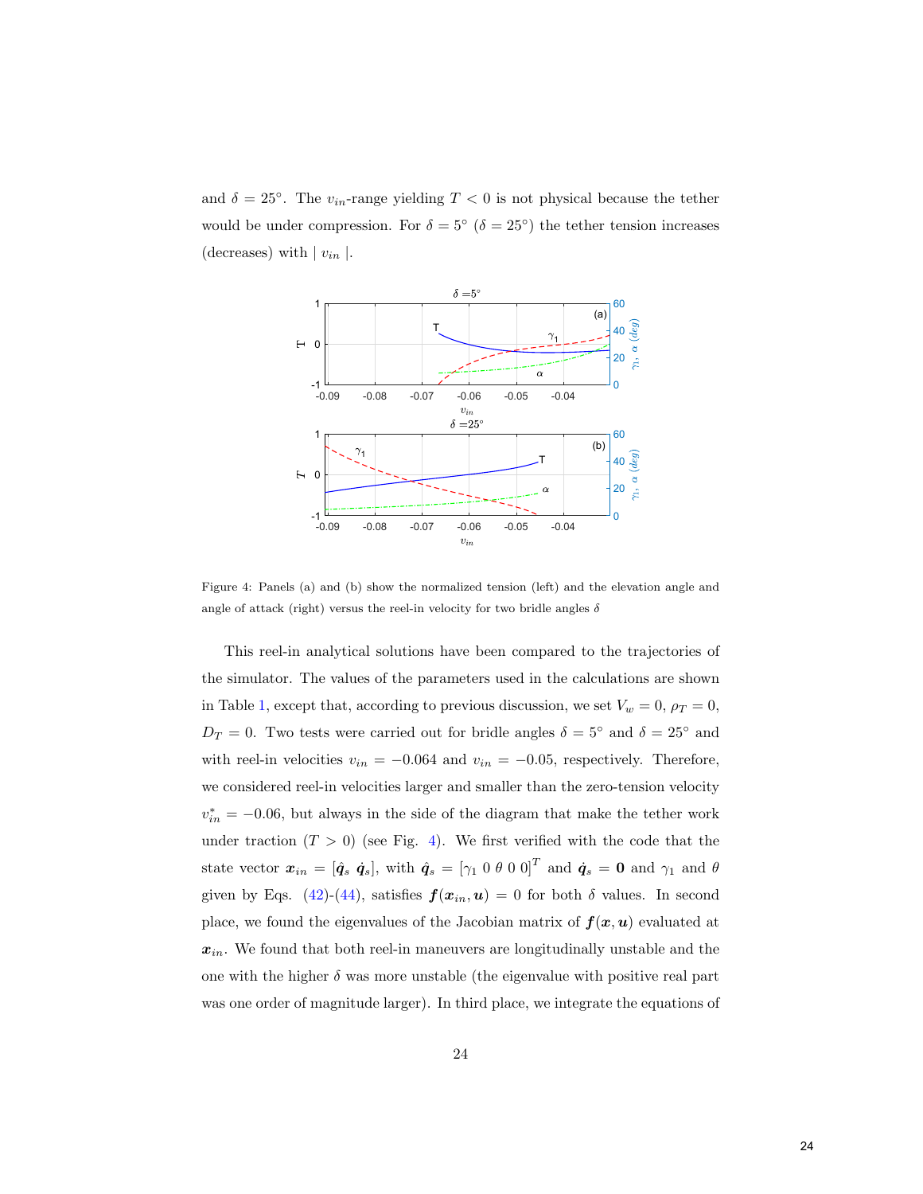and $\delta = 25°$. The $v_{in}$-range yielding $T < 0$ is not physical because the tether would be under compression. For $\delta = 5°$ ($\delta = 25°$) the tether tension increases (decreases) with $| v_{in} |$.

Figure 4: Panels (a) and (b) show the normalized tension (left) and the elevation angle and angle of attack (right) versus the reel-in velocity for two bridle angles $\delta$

This reel-in analytical solutions have been compared to the trajectories of the simulator. The values of the parameters used in the calculations are shown in Table 1, except that, according to previous discussion, we set $V_w = 0$, $\rho_T = 0$, $D_T = 0$. Two tests were carried out for bridle angles $\delta = 5°$ and $\delta = 25°$ and with reel-in velocities $v_{in} = -0.064$ and $v_{in} = -0.05$, respectively. Therefore, we considered reel-in velocities larger and smaller than the zero-tension velocity $v_{in}^* = -0.06$, but always in the side of the diagram that make the tether work under traction ($T > 0$) (see Fig. 4). We first verified with the code that the state vector $\boldsymbol{x}_{in} = [\hat{\boldsymbol{q}}_s \; \dot{\hat{\boldsymbol{q}}}_s]$, with $\hat{\boldsymbol{q}}_s = [\gamma_1 \; 0 \; \theta \; 0 \; 0]^T$ and $\dot{\hat{\boldsymbol{q}}}_s = \boldsymbol{0}$ and $\gamma_1$ and $\theta$ given by Eqs. (42)-(44), satisfies $\boldsymbol{f}(\boldsymbol{x}_{in}, \boldsymbol{u}) = 0$ for both $\delta$ values. In second place, we found the eigenvalues of the Jacobian matrix of $\boldsymbol{f}(\boldsymbol{x}, \boldsymbol{u})$ evaluated at $\boldsymbol{x}_{in}$. We found that both reel-in maneuvers are longitudinally unstable and the one with the higher $\delta$ was more unstable (the eigenvalue with positive real part was one order of magnitude larger). In third place, we integrate the equations of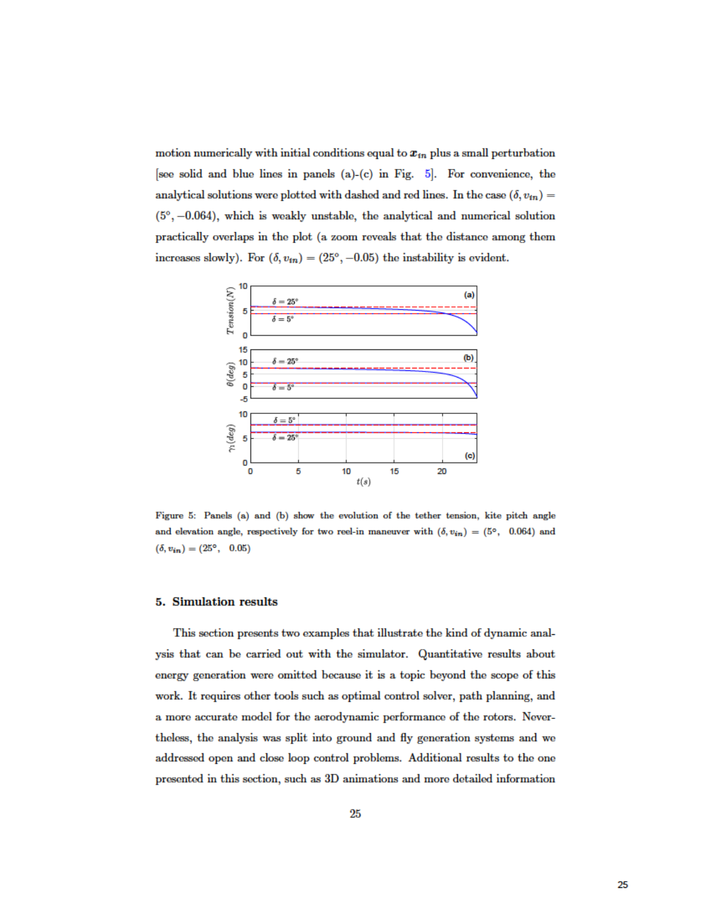motion numerically with initial conditions equal to $\boldsymbol{x}_{in}$ plus a small perturbation [see solid and blue lines in panels (a)-(c) in Fig. 5]. For convenience, the analytical solutions were plotted with dashed and red lines. In the case $(\delta, v_{in}) = (5°, -0.064)$, which is weakly unstable, the analytical and numerical solution practically overlaps in the plot (a zoom reveals that the distance among them increases slowly). For $(\delta, v_{in}) = (25°, -0.05)$ the instability is evident.

Figure 5: Panels (a) and (b) show the evolution of the tether tension, kite pitch angle and elevation angle, respectively for two reel-in maneuver with $(\delta, v_{in}) = (5°, \ \ 0.064)$ and $(\delta, v_{in}) = (25°, \ \ 0.05)$

## 5. Simulation results

This section presents two examples that illustrate the kind of dynamic analysis that can be carried out with the simulator. Quantitative results about energy generation were omitted because it is a topic beyond the scope of this work. It requires other tools such as optimal control solver, path planning, and a more accurate model for the aerodynamic performance of the rotors. Nevertheless, the analysis was split into ground and fly generation systems and we addressed open and close loop control problems. Additional results to the one presented in this section, such as 3D animations and more detailed information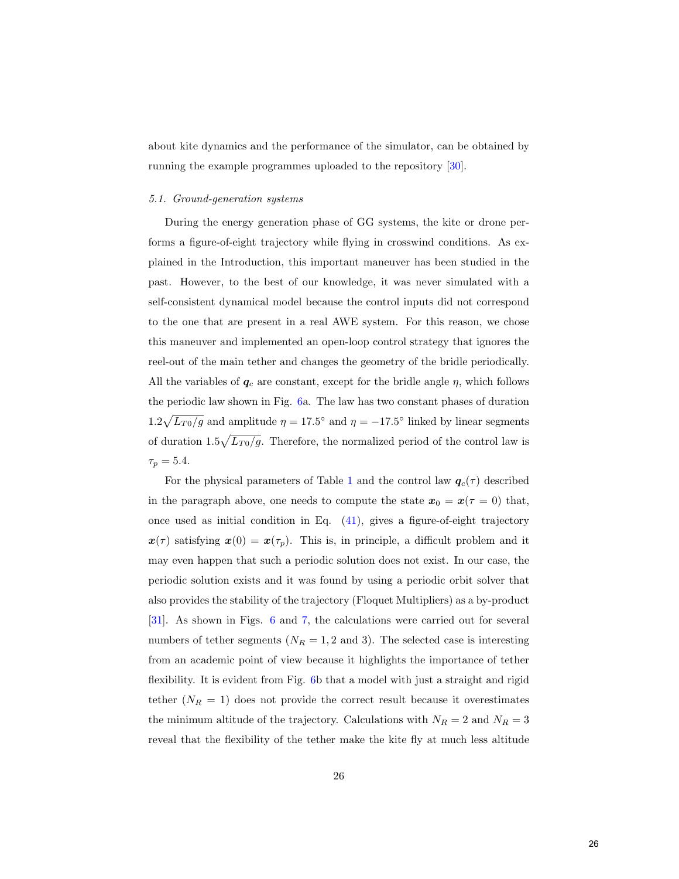about kite dynamics and the performance of the simulator, can be obtained by running the example programmes uploaded to the repository [30].

### 5.1. Ground-generation systems

During the energy generation phase of GG systems, the kite or drone performs a figure-of-eight trajectory while flying in crosswind conditions. As explained in the Introduction, this important maneuver has been studied in the past. However, to the best of our knowledge, it was never simulated with a self-consistent dynamical model because the control inputs did not correspond to the one that are present in a real AWE system. For this reason, we chose this maneuver and implemented an open-loop control strategy that ignores the reel-out of the main tether and changes the geometry of the bridle periodically. All the variables of $\boldsymbol{q}_c$ are constant, except for the bridle angle $\eta$, which follows the periodic law shown in Fig. 6a. The law has two constant phases of duration $1.2\sqrt{L_{T0}/g}$ and amplitude $\eta = 17.5^\circ$ and $\eta = -17.5^\circ$ linked by linear segments of duration $1.5\sqrt{L_{T0}/g}$. Therefore, the normalized period of the control law is $\tau_p = 5.4$.

For the physical parameters of Table 1 and the control law $\boldsymbol{q}_c(\tau)$ described in the paragraph above, one needs to compute the state $\boldsymbol{x}_0 = \boldsymbol{x}(\tau = 0)$ that, once used as initial condition in Eq. (41), gives a figure-of-eight trajectory $\boldsymbol{x}(\tau)$ satisfying $\boldsymbol{x}(0) = \boldsymbol{x}(\tau_p)$. This is, in principle, a difficult problem and it may even happen that such a periodic solution does not exist. In our case, the periodic solution exists and it was found by using a periodic orbit solver that also provides the stability of the trajectory (Floquet Multipliers) as a by-product [31]. As shown in Figs. 6 and 7, the calculations were carried out for several numbers of tether segments ($N_R = 1, 2$ and 3). The selected case is interesting from an academic point of view because it highlights the importance of tether flexibility. It is evident from Fig. 6b that a model with just a straight and rigid tether ($N_R = 1$) does not provide the correct result because it overestimates the minimum altitude of the trajectory. Calculations with $N_R = 2$ and $N_R = 3$ reveal that the flexibility of the tether make the kite fly at much less altitude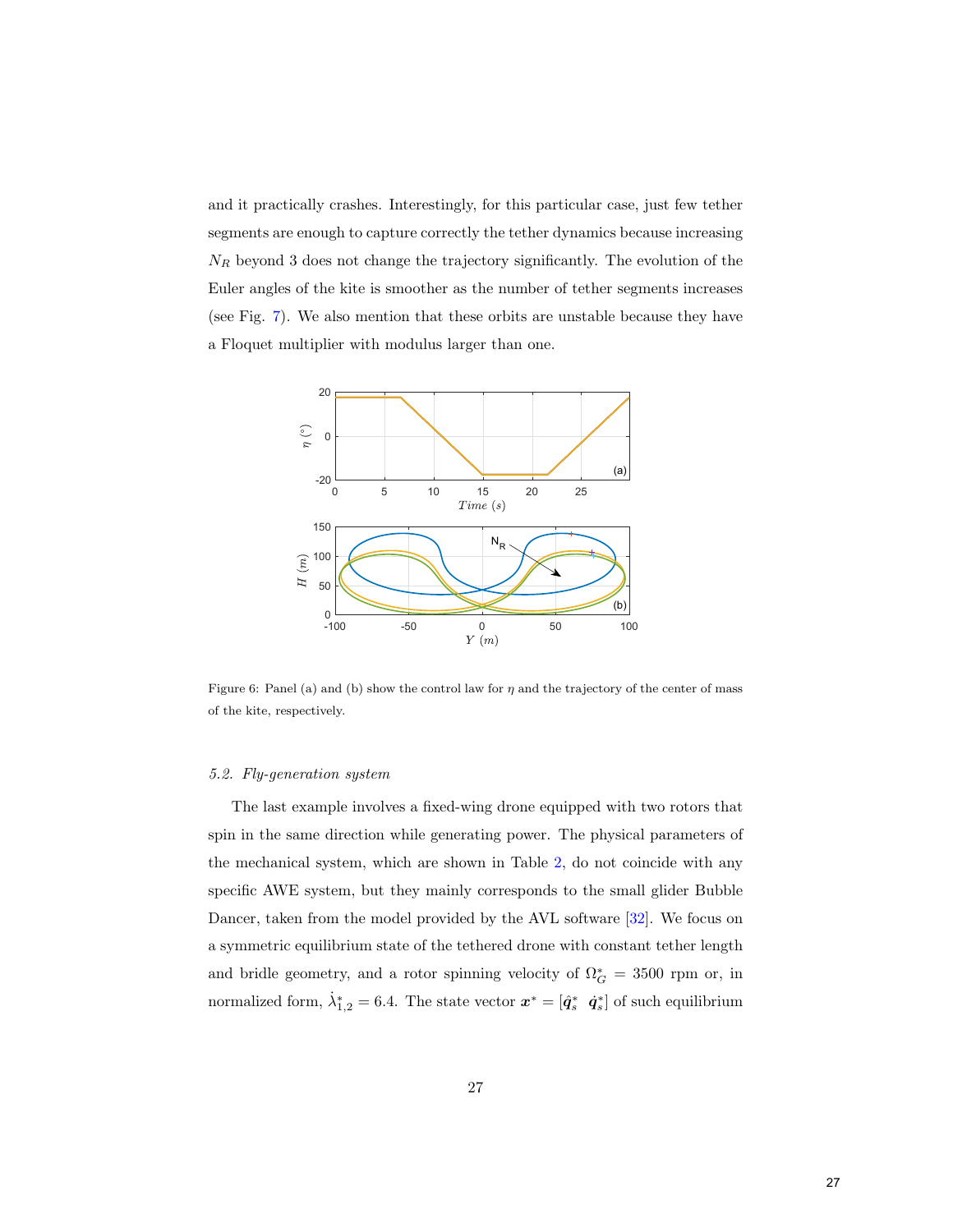and it practically crashes. Interestingly, for this particular case, just few tether segments are enough to capture correctly the tether dynamics because increasing $N_R$ beyond 3 does not change the trajectory significantly. The evolution of the Euler angles of the kite is smoother as the number of tether segments increases (see Fig. 7). We also mention that these orbits are unstable because they have a Floquet multiplier with modulus larger than one.

Figure 6: Panel (a) and (b) show the control law for $\eta$ and the trajectory of the center of mass of the kite, respectively.

### 5.2. Fly-generation system

The last example involves a fixed-wing drone equipped with two rotors that spin in the same direction while generating power. The physical parameters of the mechanical system, which are shown in Table 2, do not coincide with any specific AWE system, but they mainly corresponds to the small glider Bubble Dancer, taken from the model provided by the AVL software [32]. We focus on a symmetric equilibrium state of the tethered drone with constant tether length and bridle geometry, and a rotor spinning velocity of $\Omega_G^* = 3500$ rpm or, in normalized form, $\dot{\lambda}_{1,2}^* = 6.4$. The state vector $\boldsymbol{x}^* = [\hat{\boldsymbol{q}}_s^* \;\; \dot{\boldsymbol{q}}_s^*]$ of such equilibrium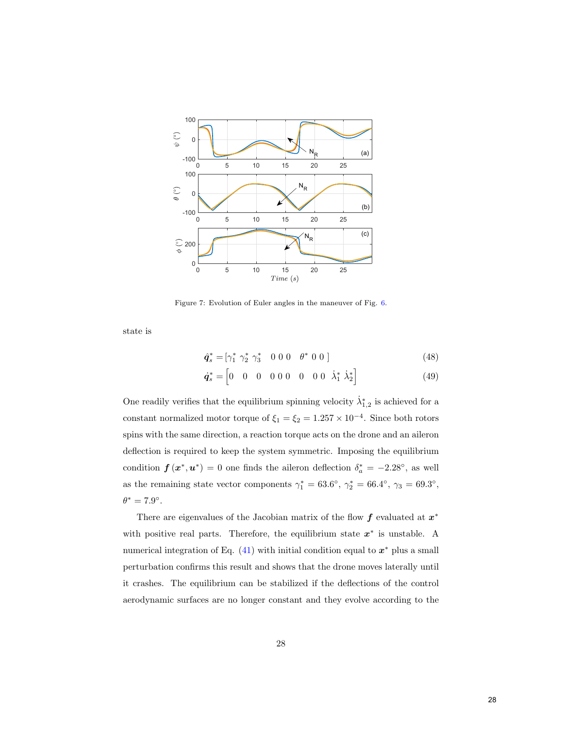Figure 7: Evolution of Euler angles in the maneuver of Fig. 6.

state is

$$\hat{\boldsymbol{q}}_s^* = [\gamma_1^* \ \gamma_2^* \ \gamma_3^* \quad 0 \ 0 \ 0 \quad \theta^* \ 0 \ 0\,] \tag{48}$$

$$\dot{\boldsymbol{q}}_s^* = \begin{bmatrix} 0 & 0 & 0 & 0\,0\,0 & 0 & 0\,0 & \dot{\lambda}_1^* \ \dot{\lambda}_2^* \end{bmatrix} \tag{49}$$

One readily verifies that the equilibrium spinning velocity $\dot{\lambda}_{1,2}^*$ is achieved for a constant normalized motor torque of $\xi_1 = \xi_2 = 1.257 \times 10^{-4}$. Since both rotors spins with the same direction, a reaction torque acts on the drone and an aileron deflection is required to keep the system symmetric. Imposing the equilibrium condition $\boldsymbol{f}(\boldsymbol{x}^*, \boldsymbol{u}^*) = 0$ one finds the aileron deflection $\delta_a^* = -2.28°$, as well as the remaining state vector components $\gamma_1^* = 63.6°$, $\gamma_2^* = 66.4°$, $\gamma_3 = 69.3°$, $\theta^* = 7.9°$.

There are eigenvalues of the Jacobian matrix of the flow $\boldsymbol{f}$ evaluated at $\boldsymbol{x}^*$ with positive real parts. Therefore, the equilibrium state $\boldsymbol{x}^*$ is unstable. A numerical integration of Eq. (41) with initial condition equal to $\boldsymbol{x}^*$ plus a small perturbation confirms this result and shows that the drone moves laterally until it crashes. The equilibrium can be stabilized if the deflections of the control aerodynamic surfaces are no longer constant and they evolve according to the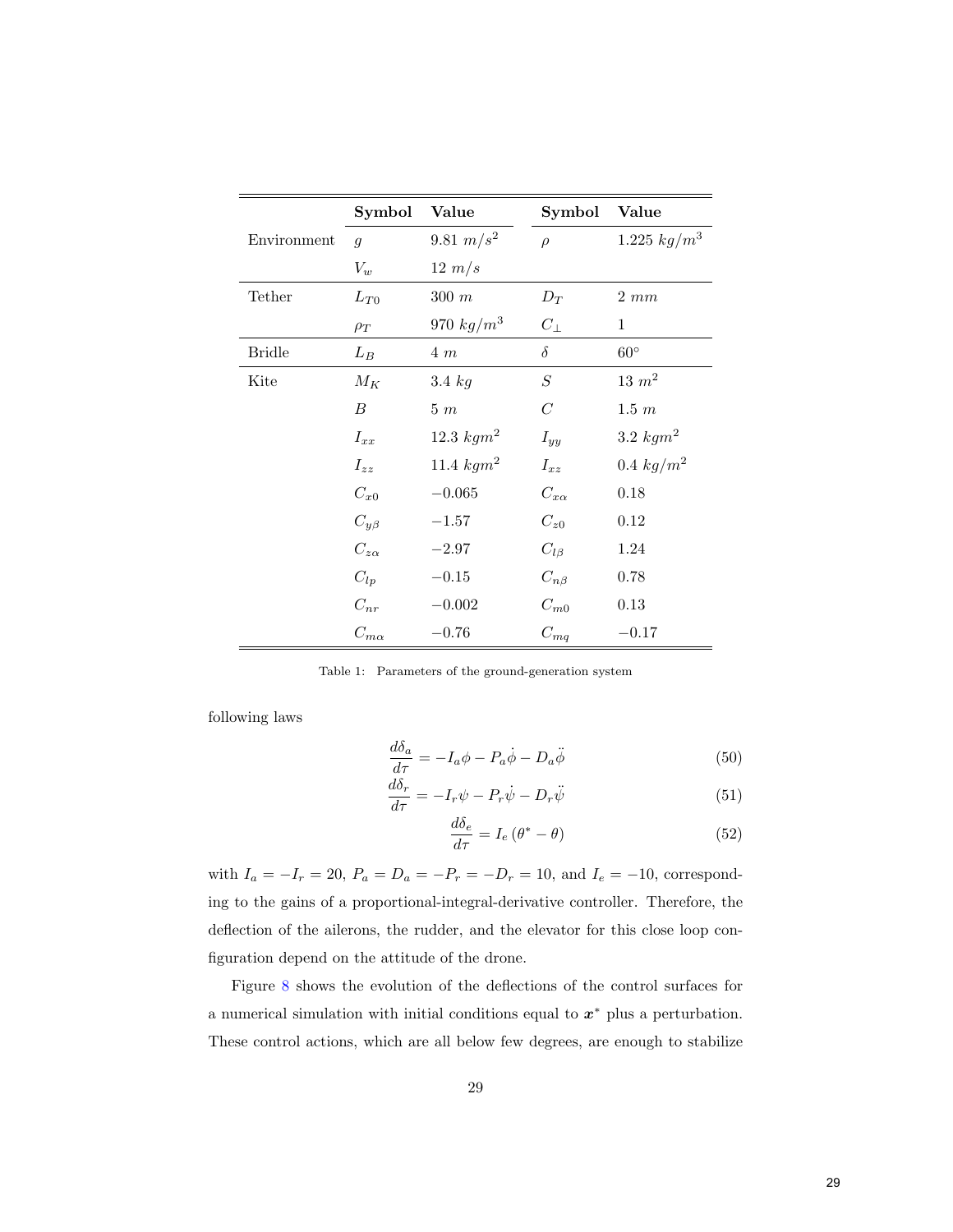| | Symbol | Value | Symbol | Value |
|---|---|---|---|---|
| Environment | $g$ | $9.81\ m/s^2$ | $\rho$ | $1.225\ kg/m^3$ |
| | $V_w$ | $12\ m/s$ | | |
| Tether | $L_{T0}$ | $300\ m$ | $D_T$ | $2\ mm$ |
| | $\rho_T$ | $970\ kg/m^3$ | $C_\perp$ | $1$ |
| Bridle | $L_B$ | $4\ m$ | $\delta$ | $60^\circ$ |
| Kite | $M_K$ | $3.4\ kg$ | $S$ | $13\ m^2$ |
| | $B$ | $5\ m$ | $C$ | $1.5\ m$ |
| | $I_{xx}$ | $12.3\ kgm^2$ | $I_{yy}$ | $3.2\ kgm^2$ |
| | $I_{zz}$ | $11.4\ kgm^2$ | $I_{xz}$ | $0.4\ kg/m^2$ |
| | $C_{x0}$ | $-0.065$ | $C_{x\alpha}$ | $0.18$ |
| | $C_{y\beta}$ | $-1.57$ | $C_{z0}$ | $0.12$ |
| | $C_{z\alpha}$ | $-2.97$ | $C_{l\beta}$ | $1.24$ |
| | $C_{lp}$ | $-0.15$ | $C_{n\beta}$ | $0.78$ |
| | $C_{nr}$ | $-0.002$ | $C_{m0}$ | $0.13$ |
| | $C_{m\alpha}$ | $-0.76$ | $C_{mq}$ | $-0.17$ |

Table 1: Parameters of the ground-generation system

following laws

$$\frac{d\delta_a}{d\tau} = -I_a\phi - P_a\dot{\phi} - D_a\ddot{\phi} \tag{50}$$

$$\frac{d\delta_r}{d\tau} = -I_r\psi - P_r\dot{\psi} - D_r\ddot{\psi} \tag{51}$$

$$\frac{d\delta_e}{d\tau} = I_e\left(\theta^* - \theta\right) \tag{52}$$

with $I_a = -I_r = 20$, $P_a = D_a = -P_r = -D_r = 10$, and $I_e = -10$, corresponding to the gains of a proportional-integral-derivative controller. Therefore, the deflection of the ailerons, the rudder, and the elevator for this close loop configuration depend on the attitude of the drone.

Figure 8 shows the evolution of the deflections of the control surfaces for a numerical simulation with initial conditions equal to $\boldsymbol{x}^*$ plus a perturbation. These control actions, which are all below few degrees, are enough to stabilize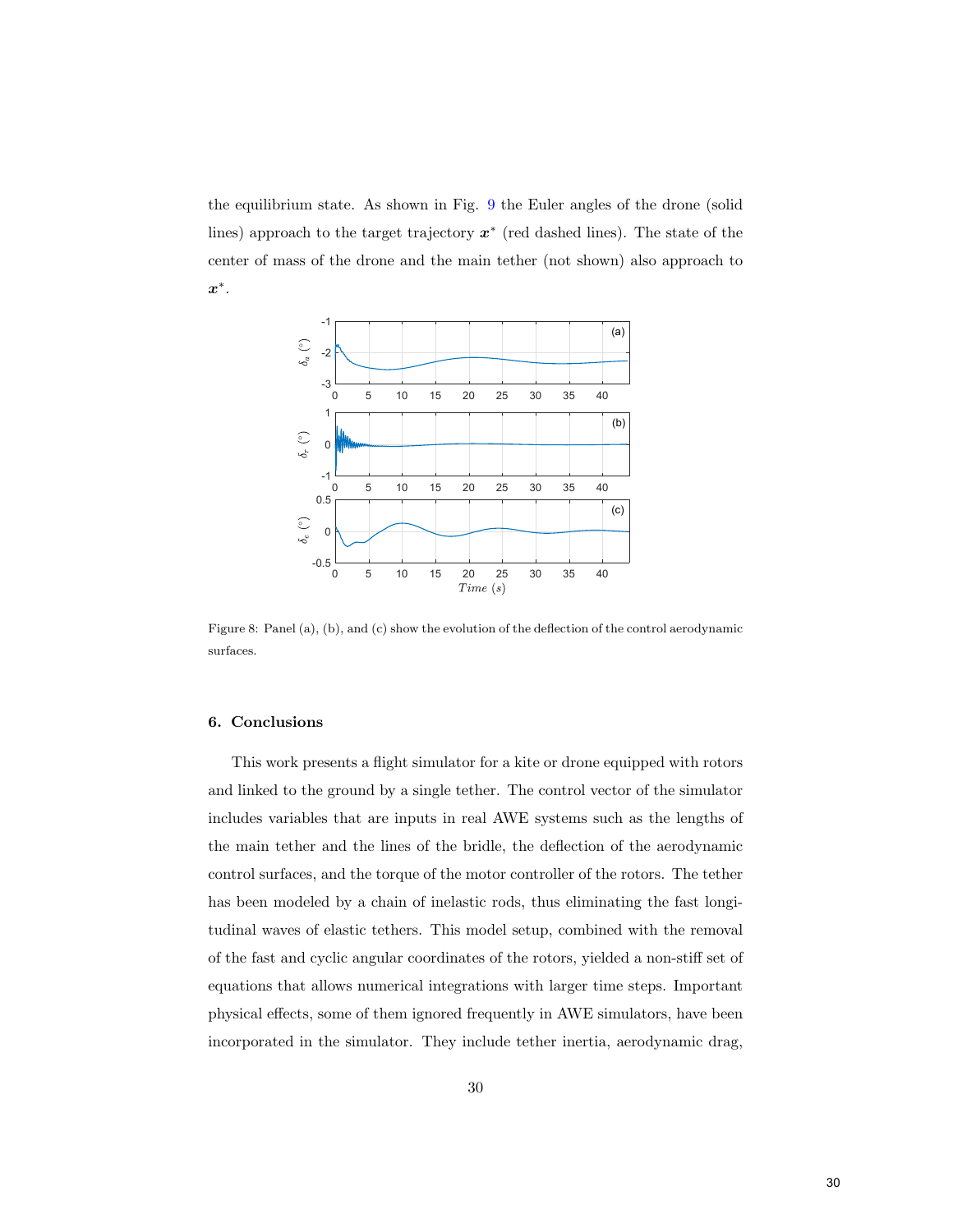the equilibrium state. As shown in Fig. 9 the Euler angles of the drone (solid lines) approach to the target trajectory $\boldsymbol{x}^*$ (red dashed lines). The state of the center of mass of the drone and the main tether (not shown) also approach to $\boldsymbol{x}^*$.

Figure 8: Panel (a), (b), and (c) show the evolution of the deflection of the control aerodynamic surfaces.

## 6. Conclusions

This work presents a flight simulator for a kite or drone equipped with rotors and linked to the ground by a single tether. The control vector of the simulator includes variables that are inputs in real AWE systems such as the lengths of the main tether and the lines of the bridle, the deflection of the aerodynamic control surfaces, and the torque of the motor controller of the rotors. The tether has been modeled by a chain of inelastic rods, thus eliminating the fast longitudinal waves of elastic tethers. This model setup, combined with the removal of the fast and cyclic angular coordinates of the rotors, yielded a non-stiff set of equations that allows numerical integrations with larger time steps. Important physical effects, some of them ignored frequently in AWE simulators, have been incorporated in the simulator. They include tether inertia, aerodynamic drag,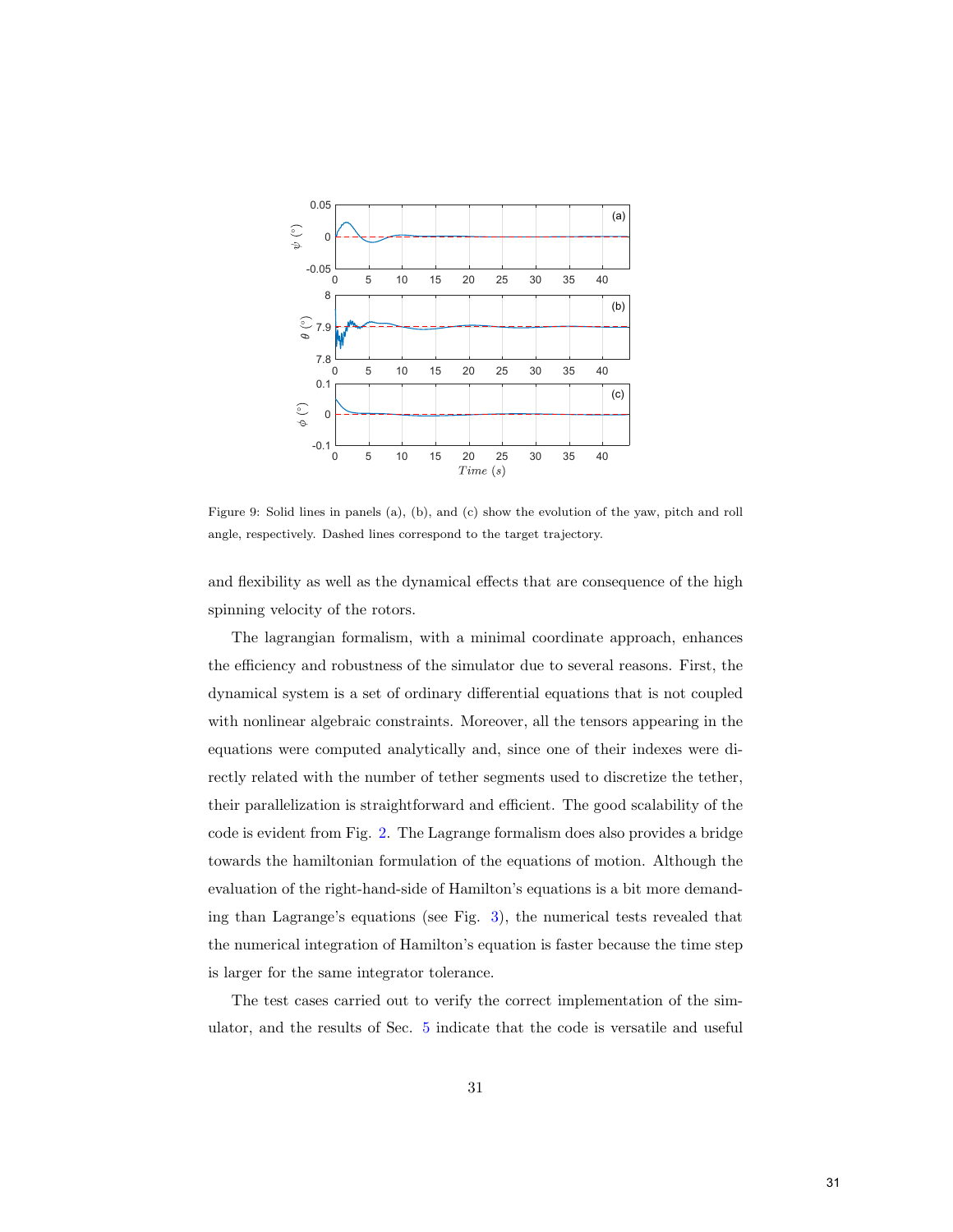Figure 9: Solid lines in panels (a), (b), and (c) show the evolution of the yaw, pitch and roll angle, respectively. Dashed lines correspond to the target trajectory.

and flexibility as well as the dynamical effects that are consequence of the high spinning velocity of the rotors.

The lagrangian formalism, with a minimal coordinate approach, enhances the efficiency and robustness of the simulator due to several reasons. First, the dynamical system is a set of ordinary differential equations that is not coupled with nonlinear algebraic constraints. Moreover, all the tensors appearing in the equations were computed analytically and, since one of their indexes were directly related with the number of tether segments used to discretize the tether, their parallelization is straightforward and efficient. The good scalability of the code is evident from Fig. 2. The Lagrange formalism does also provides a bridge towards the hamiltonian formulation of the equations of motion. Although the evaluation of the right-hand-side of Hamilton's equations is a bit more demanding than Lagrange's equations (see Fig. 3), the numerical tests revealed that the numerical integration of Hamilton's equation is faster because the time step is larger for the same integrator tolerance.

The test cases carried out to verify the correct implementation of the simulator, and the results of Sec. 5 indicate that the code is versatile and useful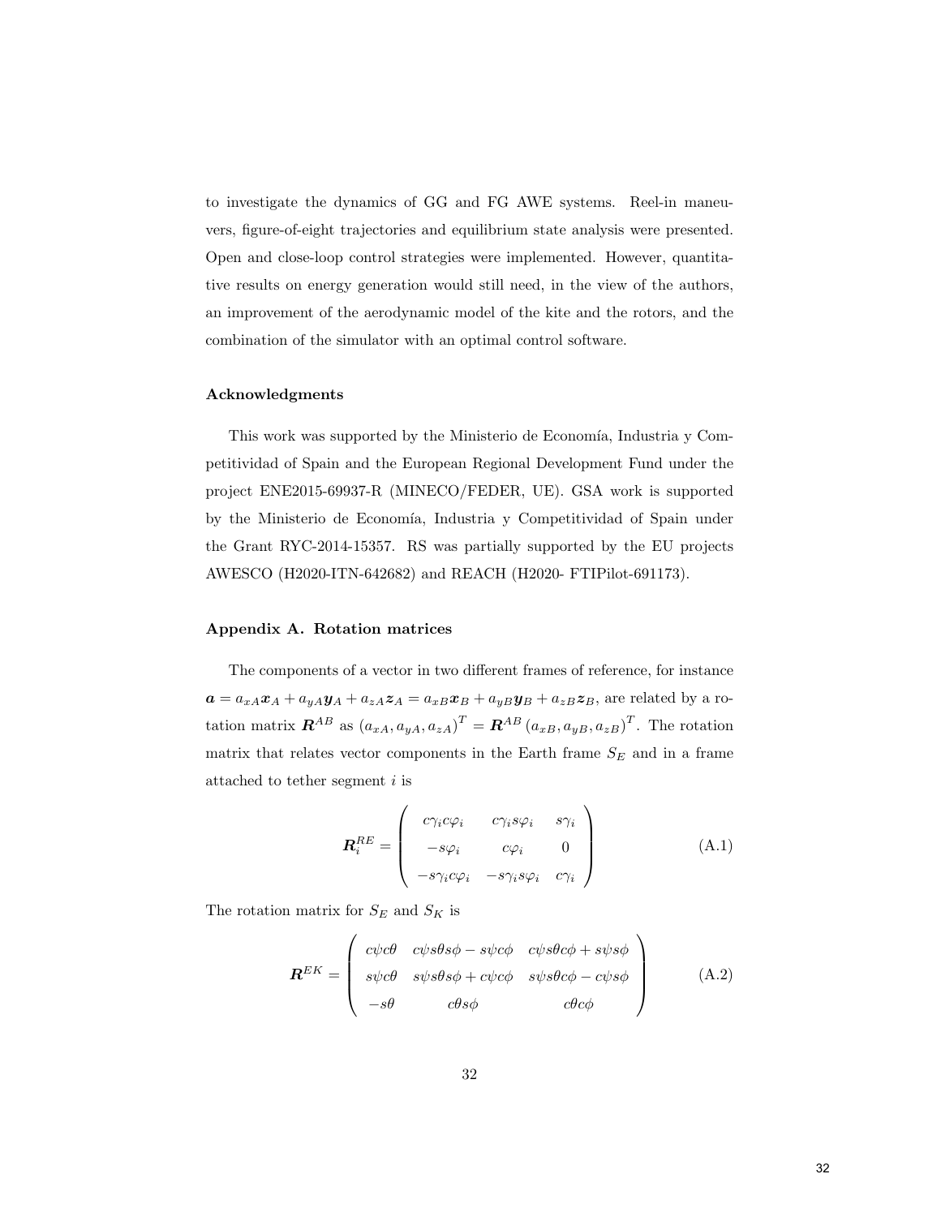to investigate the dynamics of GG and FG AWE systems. Reel-in maneuvers, figure-of-eight trajectories and equilibrium state analysis were presented. Open and close-loop control strategies were implemented. However, quantitative results on energy generation would still need, in the view of the authors, an improvement of the aerodynamic model of the kite and the rotors, and the combination of the simulator with an optimal control software.

### Acknowledgments

This work was supported by the Ministerio de Economía, Industria y Competitividad of Spain and the European Regional Development Fund under the project ENE2015-69937-R (MINECO/FEDER, UE). GSA work is supported by the Ministerio de Economía, Industria y Competitividad of Spain under the Grant RYC-2014-15357. RS was partially supported by the EU projects AWESCO (H2020-ITN-642682) and REACH (H2020- FTIPilot-691173).

### Appendix A. Rotation matrices

The components of a vector in two different frames of reference, for instance $\boldsymbol{a} = a_{xA}\boldsymbol{x}_A + a_{yA}\boldsymbol{y}_A + a_{zA}\boldsymbol{z}_A = a_{xB}\boldsymbol{x}_B + a_{yB}\boldsymbol{y}_B + a_{zB}\boldsymbol{z}_B$, are related by a rotation matrix $\boldsymbol{R}^{AB}$ as $\left(a_{xA}, a_{yA}, a_{zA}\right)^T = \boldsymbol{R}^{AB}\left(a_{xB}, a_{yB}, a_{zB}\right)^T$. The rotation matrix that relates vector components in the Earth frame $S_E$ and in a frame attached to tether segment $i$ is

$$
\boldsymbol{R}_i^{RE} = \begin{pmatrix} c\gamma_i c\varphi_i & c\gamma_i s\varphi_i & s\gamma_i \\ -s\varphi_i & c\varphi_i & 0 \\ -s\gamma_i c\varphi_i & -s\gamma_i s\varphi_i & c\gamma_i \end{pmatrix} \tag{A.1}
$$

The rotation matrix for $S_E$ and $S_K$ is

$$
\boldsymbol{R}^{EK} = \begin{pmatrix} c\psi c\theta & c\psi s\theta s\phi - s\psi c\phi & c\psi s\theta c\phi + s\psi s\phi \\ s\psi c\theta & s\psi s\theta s\phi + c\psi c\phi & s\psi s\theta c\phi - c\psi s\phi \\ -s\theta & c\theta s\phi & c\theta c\phi \end{pmatrix} \tag{A.2}
$$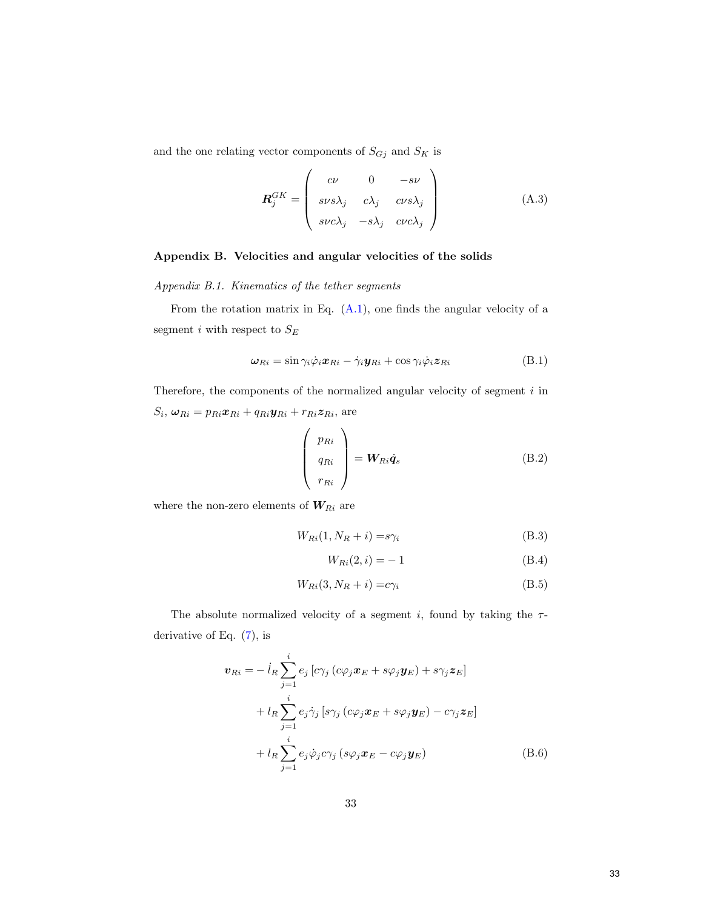and the one relating vector components of $S_{Gj}$ and $S_K$ is

$$
\boldsymbol{R}_j^{GK} = \begin{pmatrix} c\nu & 0 & -s\nu \\ s\nu s\lambda_j & c\lambda_j & c\nu s\lambda_j \\ s\nu c\lambda_j & -s\lambda_j & c\nu c\lambda_j \end{pmatrix} \tag{A.3}
$$

## Appendix B. Velocities and angular velocities of the solids

*Appendix B.1. Kinematics of the tether segments*

From the rotation matrix in Eq. (A.1), one finds the angular velocity of a segment $i$ with respect to $S_E$

$$
\boldsymbol{\omega}_{Ri} = \sin\gamma_i \dot{\varphi}_i \boldsymbol{x}_{Ri} - \dot{\gamma}_i \boldsymbol{y}_{Ri} + \cos\gamma_i \dot{\varphi}_i \boldsymbol{z}_{Ri} \tag{B.1}
$$

Therefore, the components of the normalized angular velocity of segment $i$ in $S_i$, $\boldsymbol{\omega}_{Ri} = p_{Ri}\boldsymbol{x}_{Ri} + q_{Ri}\boldsymbol{y}_{Ri} + r_{Ri}\boldsymbol{z}_{Ri}$, are

$$
\begin{pmatrix} p_{Ri} \\ q_{Ri} \\ r_{Ri} \end{pmatrix} = \boldsymbol{W}_{Ri}\dot{\boldsymbol{q}}_s \tag{B.2}
$$

where the non-zero elements of $\boldsymbol{W}_{Ri}$ are

$$
W_{Ri}(1, N_R + i) = s\gamma_i \tag{B.3}
$$

$$
W_{Ri}(2, i) = -1 \tag{B.4}
$$

$$
W_{Ri}(3, N_R + i) = c\gamma_i \tag{B.5}
$$

The absolute normalized velocity of a segment $i$, found by taking the $\tau$-derivative of Eq. (7), is

$$
\begin{aligned}
\boldsymbol{v}_{Ri} = & -\dot{l}_R \sum_{j=1}^{i} e_j \left[ c\gamma_j \left( c\varphi_j \boldsymbol{x}_E + s\varphi_j \boldsymbol{y}_E \right) + s\gamma_j \boldsymbol{z}_E \right] \\
& + l_R \sum_{j=1}^{i} e_j \dot{\gamma}_j \left[ s\gamma_j \left( c\varphi_j \boldsymbol{x}_E + s\varphi_j \boldsymbol{y}_E \right) - c\gamma_j \boldsymbol{z}_E \right] \\
& + l_R \sum_{j=1}^{i} e_j \dot{\varphi}_j c\gamma_j \left( s\varphi_j \boldsymbol{x}_E - c\varphi_j \boldsymbol{y}_E \right)
\end{aligned} \tag{B.6}
$$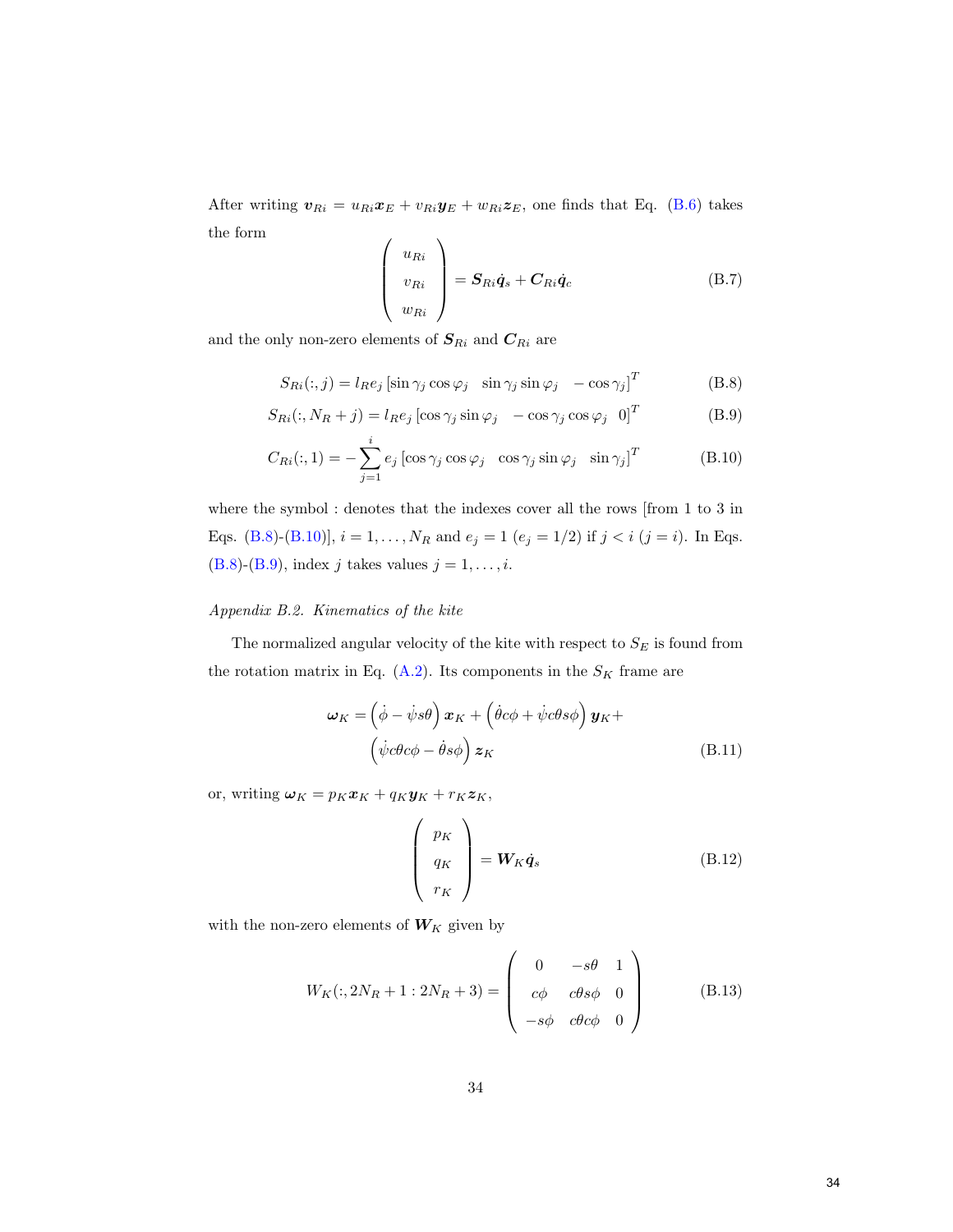After writing $\boldsymbol{v}_{Ri} = u_{Ri}\boldsymbol{x}_E + v_{Ri}\boldsymbol{y}_E + w_{Ri}\boldsymbol{z}_E$, one finds that Eq. (B.6) takes the form

$$\begin{pmatrix} u_{Ri} \\ v_{Ri} \\ w_{Ri} \end{pmatrix} = \boldsymbol{S}_{Ri}\dot{\boldsymbol{q}}_s + \boldsymbol{C}_{Ri}\dot{\boldsymbol{q}}_c \tag{B.7}$$

and the only non-zero elements of $\boldsymbol{S}_{Ri}$ and $\boldsymbol{C}_{Ri}$ are

$$S_{Ri}(:,j) = l_R e_j \left[\sin\gamma_j \cos\varphi_j \quad \sin\gamma_j \sin\varphi_j \quad -\cos\gamma_j\right]^T \tag{B.8}$$

$$S_{Ri}(:,N_R+j) = l_R e_j \left[\cos\gamma_j \sin\varphi_j \quad -\cos\gamma_j \cos\varphi_j \quad 0\right]^T \tag{B.9}$$

$$C_{Ri}(:,1) = -\sum_{j=1}^{i} e_j \left[\cos\gamma_j \cos\varphi_j \quad \cos\gamma_j \sin\varphi_j \quad \sin\gamma_j\right]^T \tag{B.10}$$

where the symbol : denotes that the indexes cover all the rows [from 1 to 3 in Eqs. (B.8)-(B.10)], $i = 1, \ldots, N_R$ and $e_j = 1$ ($e_j = 1/2$) if $j < i$ ($j = i$). In Eqs. (B.8)-(B.9), index $j$ takes values $j = 1, \ldots, i$.

*Appendix B.2. Kinematics of the kite*

The normalized angular velocity of the kite with respect to $S_E$ is found from the rotation matrix in Eq. (A.2). Its components in the $S_K$ frame are

$$\begin{aligned}\boldsymbol{\omega}_K = \left(\dot{\phi} - \dot{\psi}s\theta\right)\boldsymbol{x}_K + \left(\dot{\theta}c\phi + \dot{\psi}c\theta s\phi\right)\boldsymbol{y}_K + \\ \left(\dot{\psi}c\theta c\phi - \dot{\theta}s\phi\right)\boldsymbol{z}_K\end{aligned} \tag{B.11}$$

or, writing $\boldsymbol{\omega}_K = p_K\boldsymbol{x}_K + q_K\boldsymbol{y}_K + r_K\boldsymbol{z}_K$,

$$\begin{pmatrix} p_K \\ q_K \\ r_K \end{pmatrix} = \boldsymbol{W}_K\dot{\boldsymbol{q}}_s \tag{B.12}$$

with the non-zero elements of $\boldsymbol{W}_K$ given by

$$W_K(:,2N_R+1:2N_R+3) = \begin{pmatrix} 0 & -s\theta & 1 \\ c\phi & c\theta s\phi & 0 \\ -s\phi & c\theta c\phi & 0 \end{pmatrix} \tag{B.13}$$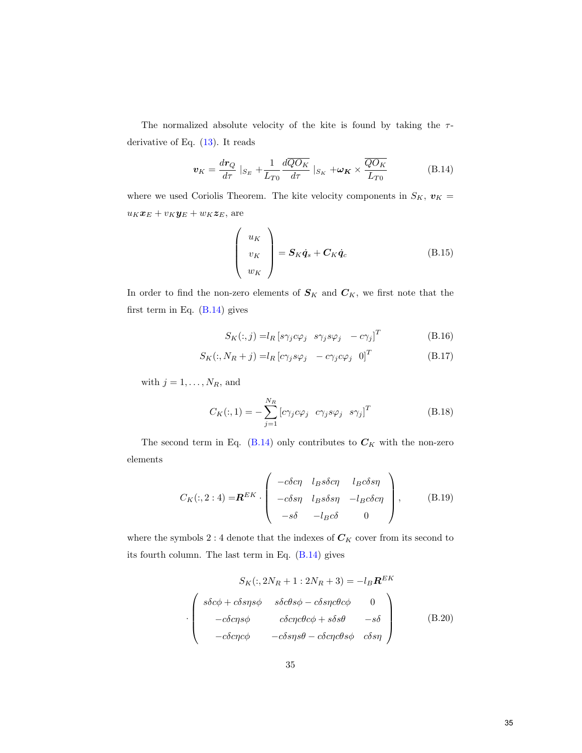The normalized absolute velocity of the kite is found by taking the $\tau$-derivative of Eq. (13). It reads

$$\boldsymbol{v}_K = \frac{d\boldsymbol{r}_Q}{d\tau} \mid_{S_E} + \frac{1}{L_{T0}} \frac{d\overline{QO_K}}{d\tau} \mid_{S_K} + \boldsymbol{\omega_K} \times \frac{\overline{QO_K}}{L_{T0}} \tag{B.14}$$

where we used Coriolis Theorem. The kite velocity components in $S_K$, $\boldsymbol{v}_K = u_K \boldsymbol{x}_E + v_K \boldsymbol{y}_E + w_K \boldsymbol{z}_E$, are

$$\begin{pmatrix} u_K \\ v_K \\ w_K \end{pmatrix} = \boldsymbol{S}_K \dot{\boldsymbol{q}}_s + \boldsymbol{C}_K \dot{\boldsymbol{q}}_c \tag{B.15}$$

In order to find the non-zero elements of $\boldsymbol{S}_K$ and $\boldsymbol{C}_K$, we first note that the first term in Eq. (B.14) gives

$$S_K(:,j) = l_R \left[ s\gamma_j c\varphi_j \quad s\gamma_j s\varphi_j \quad -c\gamma_j \right]^T \tag{B.16}$$

$$S_K(:,N_R+j) = l_R \left[ c\gamma_j s\varphi_j \quad -c\gamma_j c\varphi_j \quad 0 \right]^T \tag{B.17}$$

with $j = 1, \ldots, N_R$, and

$$C_K(:,1) = -\sum_{j=1}^{N_R} \left[ c\gamma_j c\varphi_j \quad c\gamma_j s\varphi_j \quad s\gamma_j \right]^T \tag{B.18}$$

The second term in Eq. (B.14) only contributes to $\boldsymbol{C}_K$ with the non-zero elements

$$C_K(:,2:4) = \boldsymbol{R}^{EK} \cdot \begin{pmatrix} -c\delta c\eta & l_B s\delta c\eta & l_B c\delta s\eta \\ -c\delta s\eta & l_B s\delta s\eta & -l_B c\delta c\eta \\ -s\delta & -l_B c\delta & 0 \end{pmatrix}, \tag{B.19}$$

where the symbols $2:4$ denote that the indexes of $\boldsymbol{C}_K$ cover from its second to its fourth column. The last term in Eq. (B.14) gives

$$S_K(:,2N_R+1:2N_R+3) = -l_B \boldsymbol{R}^{EK} \cdot \begin{pmatrix} s\delta c\phi + c\delta s\eta s\phi & s\delta c\theta s\phi - c\delta s\eta c\theta c\phi & 0 \\ -c\delta c\eta s\phi & c\delta c\eta c\theta c\phi + s\delta s\theta & -s\delta \\ -c\delta c\eta c\phi & -c\delta s\eta s\theta - c\delta c\eta c\theta s\phi & c\delta s\eta \end{pmatrix} \tag{B.20}$$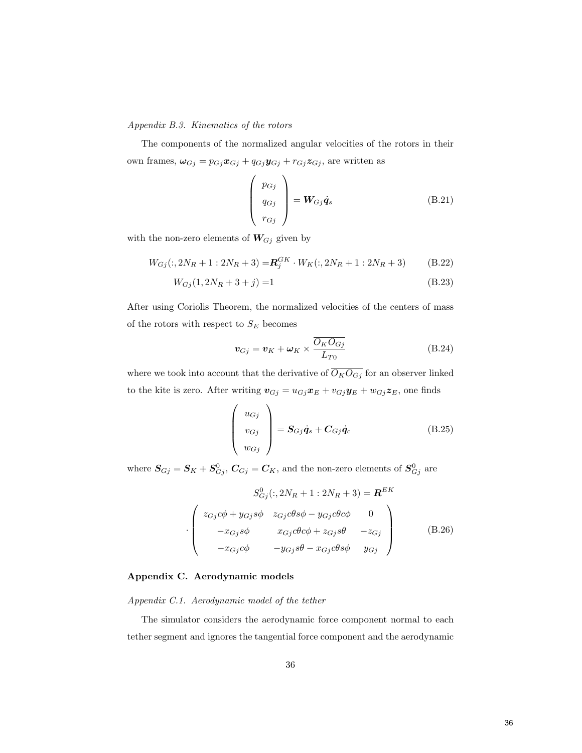*Appendix B.3. Kinematics of the rotors*

The components of the normalized angular velocities of the rotors in their own frames, $\boldsymbol{\omega}_{Gj} = p_{Gj}\boldsymbol{x}_{Gj} + q_{Gj}\boldsymbol{y}_{Gj} + r_{Gj}\boldsymbol{z}_{Gj}$, are written as

$$\begin{pmatrix} p_{Gj} \\ q_{Gj} \\ r_{Gj} \end{pmatrix} = \boldsymbol{W}_{Gj}\dot{\boldsymbol{q}}_s \tag{B.21}$$

with the non-zero elements of $\boldsymbol{W}_{Gj}$ given by

$$W_{Gj}(:, 2N_R+1:2N_R+3) = \boldsymbol{R}_j^{GK} \cdot W_K(:, 2N_R+1:2N_R+3) \tag{B.22}$$

$$W_{Gj}(1, 2N_R+3+j) = 1 \tag{B.23}$$

After using Coriolis Theorem, the normalized velocities of the centers of mass of the rotors with respect to $S_E$ becomes

$$\boldsymbol{v}_{Gj} = \boldsymbol{v}_K + \boldsymbol{\omega}_K \times \frac{\overline{O_K O_{Gj}}}{L_{T0}} \tag{B.24}$$

where we took into account that the derivative of $\overline{O_K O_{Gj}}$ for an observer linked to the kite is zero. After writing $\boldsymbol{v}_{Gj} = u_{Gj}\boldsymbol{x}_E + v_{Gj}\boldsymbol{y}_E + w_{Gj}\boldsymbol{z}_E$, one finds

$$\begin{pmatrix} u_{Gj} \\ v_{Gj} \\ w_{Gj} \end{pmatrix} = \boldsymbol{S}_{Gj}\dot{\boldsymbol{q}}_s + \boldsymbol{C}_{Gj}\dot{\boldsymbol{q}}_c \tag{B.25}$$

where $\boldsymbol{S}_{Gj} = \boldsymbol{S}_K + \boldsymbol{S}_{Gj}^0$, $\boldsymbol{C}_{Gj} = \boldsymbol{C}_K$, and the non-zero elements of $\boldsymbol{S}_{Gj}^0$ are

$$S_{Gj}^0(:, 2N_R+1:2N_R+3) = \boldsymbol{R}^{EK} \cdot \begin{pmatrix} z_{Gj}c\phi + y_{Gj}s\phi & z_{Gj}c\theta s\phi - y_{Gj}c\theta c\phi & 0 \\ -x_{Gj}s\phi & x_{Gj}c\theta c\phi + z_{Gj}s\theta & -z_{Gj} \\ -x_{Gj}c\phi & -y_{Gj}s\theta - x_{Gj}c\theta s\phi & y_{Gj} \end{pmatrix} \tag{B.26}$$

## Appendix C. Aerodynamic models

*Appendix C.1. Aerodynamic model of the tether*

The simulator considers the aerodynamic force component normal to each tether segment and ignores the tangential force component and the aerodynamic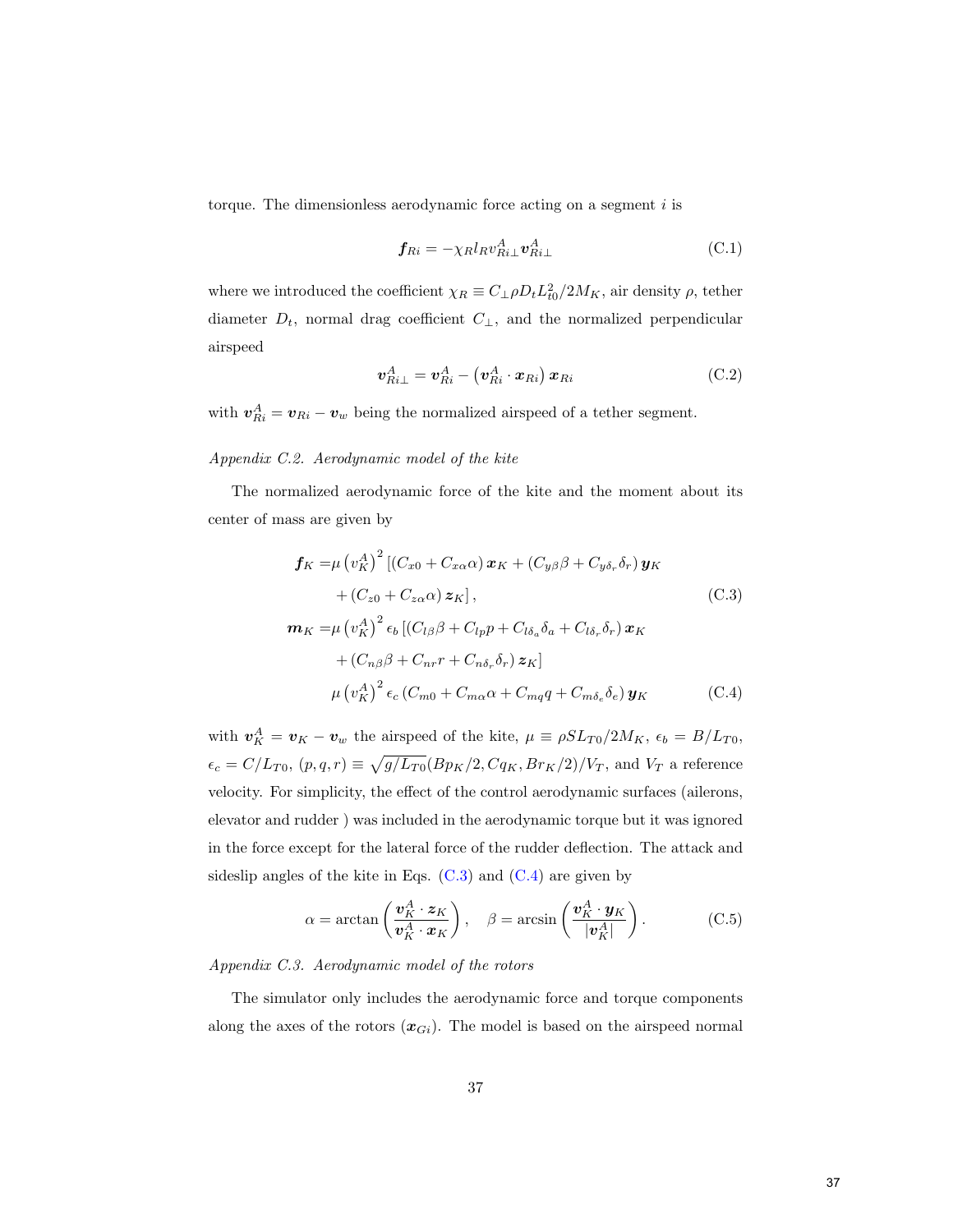torque. The dimensionless aerodynamic force acting on a segment $i$ is

$$\boldsymbol{f}_{Ri} = -\chi_R l_R v^A_{Ri\perp} \boldsymbol{v}^A_{Ri\perp} \tag{C.1}$$

where we introduced the coefficient $\chi_R \equiv C_\perp \rho D_t L_{t0}^2 / 2M_K$, air density $\rho$, tether diameter $D_t$, normal drag coefficient $C_\perp$, and the normalized perpendicular airspeed

$$\boldsymbol{v}^A_{Ri\perp} = \boldsymbol{v}^A_{Ri} - \left(\boldsymbol{v}^A_{Ri} \cdot \boldsymbol{x}_{Ri}\right) \boldsymbol{x}_{Ri} \tag{C.2}$$

with $\boldsymbol{v}^A_{Ri} = \boldsymbol{v}_{Ri} - \boldsymbol{v}_w$ being the normalized airspeed of a tether segment.

*Appendix C.2. Aerodynamic model of the kite*

The normalized aerodynamic force of the kite and the moment about its center of mass are given by

$$\begin{aligned}
\boldsymbol{f}_K =& \mu \left(v^A_K\right)^2 \left[\left(C_{x0} + C_{x\alpha}\alpha\right) \boldsymbol{x}_K + \left(C_{y\beta}\beta + C_{y\delta_r}\delta_r\right) \boldsymbol{y}_K \right. \\
& \left. + \left(C_{z0} + C_{z\alpha}\alpha\right) \boldsymbol{z}_K\right],
\end{aligned} \tag{C.3}$$

$$\begin{aligned}
\boldsymbol{m}_K =& \mu \left(v^A_K\right)^2 \epsilon_b \left[\left(C_{l\beta}\beta + C_{lp}p + C_{l\delta_a}\delta_a + C_{l\delta_r}\delta_r\right) \boldsymbol{x}_K \right. \\
& \left. + \left(C_{n\beta}\beta + C_{nr}r + C_{n\delta_r}\delta_r\right) \boldsymbol{z}_K\right] \\
& \mu \left(v^A_K\right)^2 \epsilon_c \left(C_{m0} + C_{m\alpha}\alpha + C_{mq}q + C_{m\delta_e}\delta_e\right) \boldsymbol{y}_K
\end{aligned} \tag{C.4}$$

with $\boldsymbol{v}^A_K = \boldsymbol{v}_K - \boldsymbol{v}_w$ the airspeed of the kite, $\mu \equiv \rho S L_{T0} / 2M_K$, $\epsilon_b = B/L_{T0}$, $\epsilon_c = C/L_{T0}$, $(p, q, r) \equiv \sqrt{g/L_{T0}}(Bp_K/2, Cq_K, Br_K/2)/V_T$, and $V_T$ a reference velocity. For simplicity, the effect of the control aerodynamic surfaces (ailerons, elevator and rudder ) was included in the aerodynamic torque but it was ignored in the force except for the lateral force of the rudder deflection. The attack and sideslip angles of the kite in Eqs. (C.3) and (C.4) are given by

$$\alpha = \arctan\left(\frac{\boldsymbol{v}^A_K \cdot \boldsymbol{z}_K}{\boldsymbol{v}^A_K \cdot \boldsymbol{x}_K}\right), \quad \beta = \arcsin\left(\frac{\boldsymbol{v}^A_K \cdot \boldsymbol{y}_K}{|\boldsymbol{v}^A_K|}\right). \tag{C.5}$$

*Appendix C.3. Aerodynamic model of the rotors*

The simulator only includes the aerodynamic force and torque components along the axes of the rotors ($\boldsymbol{x}_{Gi}$). The model is based on the airspeed normal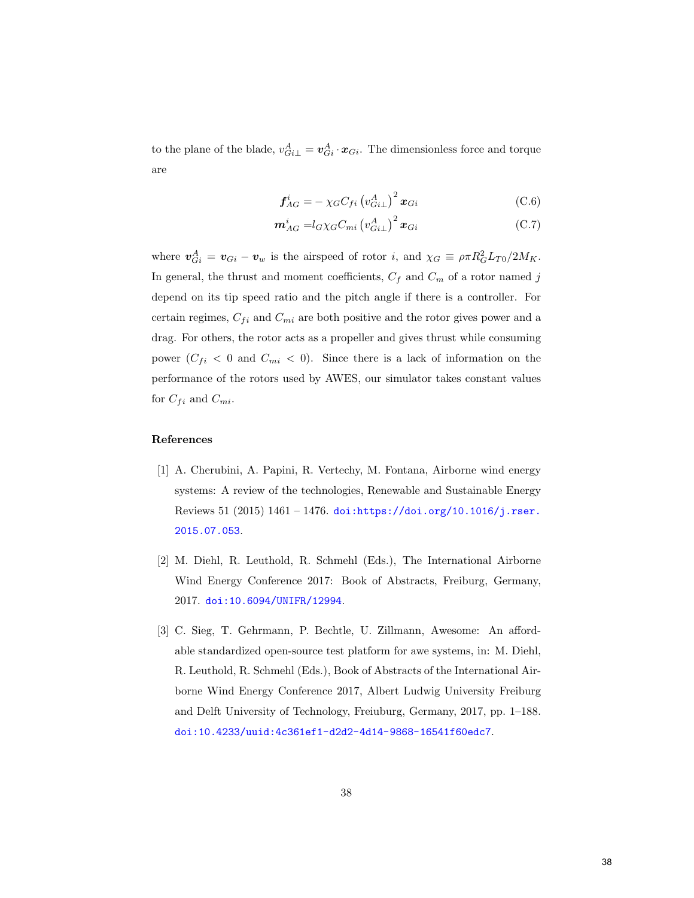to the plane of the blade, $v^A_{Gi\perp} = \boldsymbol{v}^A_{Gi} \cdot \boldsymbol{x}_{Gi}$. The dimensionless force and torque are

$$\boldsymbol{f}^i_{AG} = -\, \chi_G C_{fi} \left(v^A_{Gi\perp}\right)^2 \boldsymbol{x}_{Gi} \tag{C.6}$$

$$\boldsymbol{m}^i_{AG} = l_G \chi_G C_{mi} \left(v^A_{Gi\perp}\right)^2 \boldsymbol{x}_{Gi} \tag{C.7}$$

where $\boldsymbol{v}^A_{Gi} = \boldsymbol{v}_{Gi} - \boldsymbol{v}_w$ is the airspeed of rotor $i$, and $\chi_G \equiv \rho\pi R_G^2 L_{T0}/2M_K$. In general, the thrust and moment coefficients, $C_f$ and $C_m$ of a rotor named $j$ depend on its tip speed ratio and the pitch angle if there is a controller. For certain regimes, $C_{fi}$ and $C_{mi}$ are both positive and the rotor gives power and a drag. For others, the rotor acts as a propeller and gives thrust while consuming power ($C_{fi} < 0$ and $C_{mi} < 0$). Since there is a lack of information on the performance of the rotors used by AWES, our simulator takes constant values for $C_{fi}$ and $C_{mi}$.

## References

[1] A. Cherubini, A. Papini, R. Vertechy, M. Fontana, Airborne wind energy systems: A review of the technologies, Renewable and Sustainable Energy Reviews 51 (2015) 1461 – 1476. doi:https://doi.org/10.1016/j.rser.2015.07.053.

[2] M. Diehl, R. Leuthold, R. Schmehl (Eds.), The International Airborne Wind Energy Conference 2017: Book of Abstracts, Freiburg, Germany, 2017. doi:10.6094/UNIFR/12994.

[3] C. Sieg, T. Gehrmann, P. Bechtle, U. Zillmann, Awesome: An affordable standardized open-source test platform for awe systems, in: M. Diehl, R. Leuthold, R. Schmehl (Eds.), Book of Abstracts of the International Airborne Wind Energy Conference 2017, Albert Ludwig University Freiburg and Delft University of Technology, Freiuburg, Germany, 2017, pp. 1–188. doi:10.4233/uuid:4c361ef1-d2d2-4d14-9868-16541f60edc7.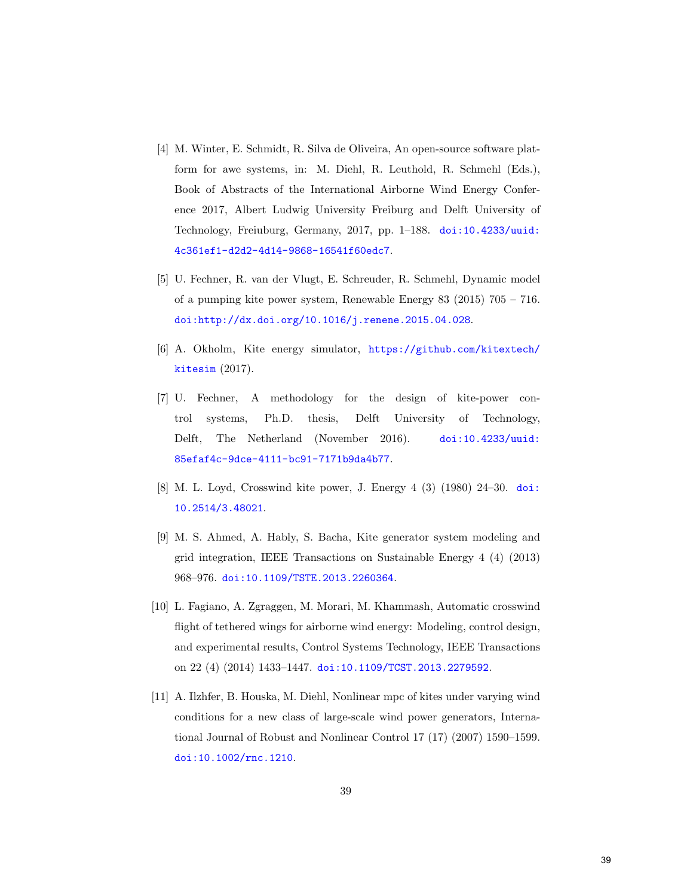[4] M. Winter, E. Schmidt, R. Silva de Oliveira, An open-source software platform for awe systems, in: M. Diehl, R. Leuthold, R. Schmehl (Eds.), Book of Abstracts of the International Airborne Wind Energy Conference 2017, Albert Ludwig University Freiburg and Delft University of Technology, Freiuburg, Germany, 2017, pp. 1–188. doi:10.4233/uuid:4c361ef1-d2d2-4d14-9868-16541f60edc7.

[5] U. Fechner, R. van der Vlugt, E. Schreuder, R. Schmehl, Dynamic model of a pumping kite power system, Renewable Energy 83 (2015) 705 – 716. doi:http://dx.doi.org/10.1016/j.renene.2015.04.028.

[6] A. Okholm, Kite energy simulator, https://github.com/kitextech/kitesim (2017).

[7] U. Fechner, A methodology for the design of kite-power control systems, Ph.D. thesis, Delft University of Technology, Delft, The Netherland (November 2016). doi:10.4233/uuid:85efaf4c-9dce-4111-bc91-7171b9da4b77.

[8] M. L. Loyd, Crosswind kite power, J. Energy 4 (3) (1980) 24–30. doi:10.2514/3.48021.

[9] M. S. Ahmed, A. Hably, S. Bacha, Kite generator system modeling and grid integration, IEEE Transactions on Sustainable Energy 4 (4) (2013) 968–976. doi:10.1109/TSTE.2013.2260364.

[10] L. Fagiano, A. Zgraggen, M. Morari, M. Khammash, Automatic crosswind flight of tethered wings for airborne wind energy: Modeling, control design, and experimental results, Control Systems Technology, IEEE Transactions on 22 (4) (2014) 1433–1447. doi:10.1109/TCST.2013.2279592.

[11] A. Ilzhfer, B. Houska, M. Diehl, Nonlinear mpc of kites under varying wind conditions for a new class of large-scale wind power generators, International Journal of Robust and Nonlinear Control 17 (17) (2007) 1590–1599. doi:10.1002/rnc.1210.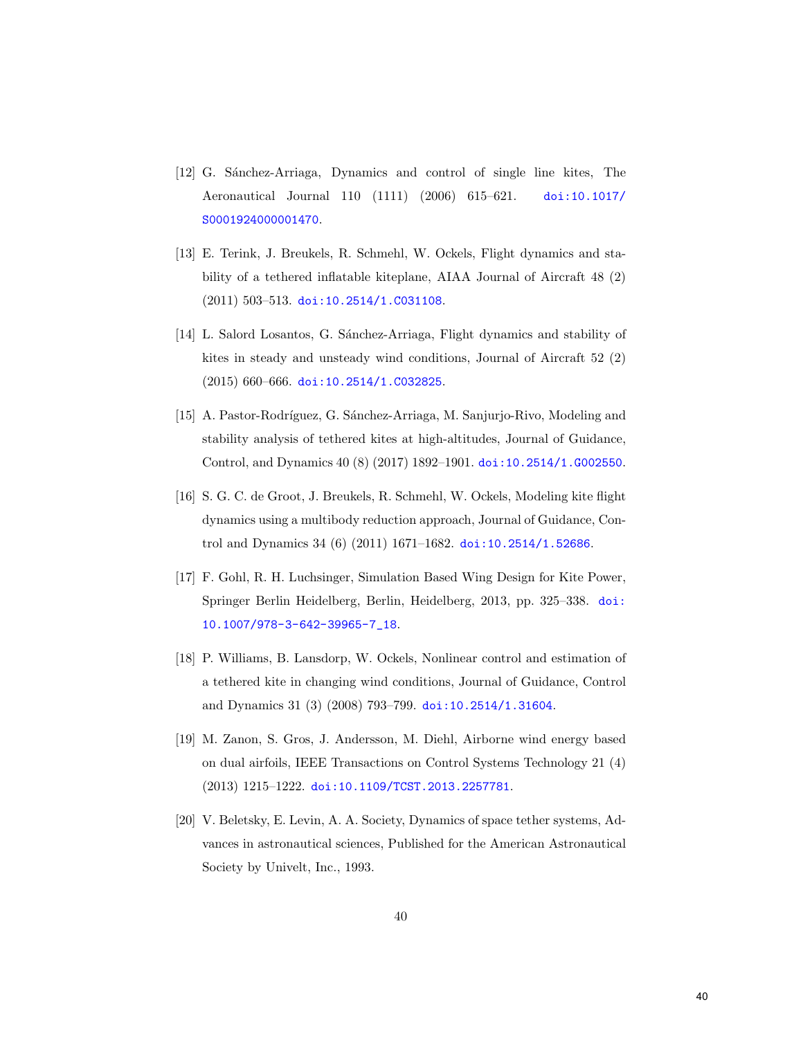[12] G. Sánchez-Arriaga, Dynamics and control of single line kites, The Aeronautical Journal 110 (1111) (2006) 615–621. doi:10.1017/S0001924000001470.

[13] E. Terink, J. Breukels, R. Schmehl, W. Ockels, Flight dynamics and stability of a tethered inflatable kiteplane, AIAA Journal of Aircraft 48 (2) (2011) 503–513. doi:10.2514/1.C031108.

[14] L. Salord Losantos, G. Sánchez-Arriaga, Flight dynamics and stability of kites in steady and unsteady wind conditions, Journal of Aircraft 52 (2) (2015) 660–666. doi:10.2514/1.C032825.

[15] A. Pastor-Rodríguez, G. Sánchez-Arriaga, M. Sanjurjo-Rivo, Modeling and stability analysis of tethered kites at high-altitudes, Journal of Guidance, Control, and Dynamics 40 (8) (2017) 1892–1901. doi:10.2514/1.G002550.

[16] S. G. C. de Groot, J. Breukels, R. Schmehl, W. Ockels, Modeling kite flight dynamics using a multibody reduction approach, Journal of Guidance, Control and Dynamics 34 (6) (2011) 1671–1682. doi:10.2514/1.52686.

[17] F. Gohl, R. H. Luchsinger, Simulation Based Wing Design for Kite Power, Springer Berlin Heidelberg, Berlin, Heidelberg, 2013, pp. 325–338. doi:10.1007/978-3-642-39965-7_18.

[18] P. Williams, B. Lansdorp, W. Ockels, Nonlinear control and estimation of a tethered kite in changing wind conditions, Journal of Guidance, Control and Dynamics 31 (3) (2008) 793–799. doi:10.2514/1.31604.

[19] M. Zanon, S. Gros, J. Andersson, M. Diehl, Airborne wind energy based on dual airfoils, IEEE Transactions on Control Systems Technology 21 (4) (2013) 1215–1222. doi:10.1109/TCST.2013.2257781.

[20] V. Beletsky, E. Levin, A. A. Society, Dynamics of space tether systems, Advances in astronautical sciences, Published for the American Astronautical Society by Univelt, Inc., 1993.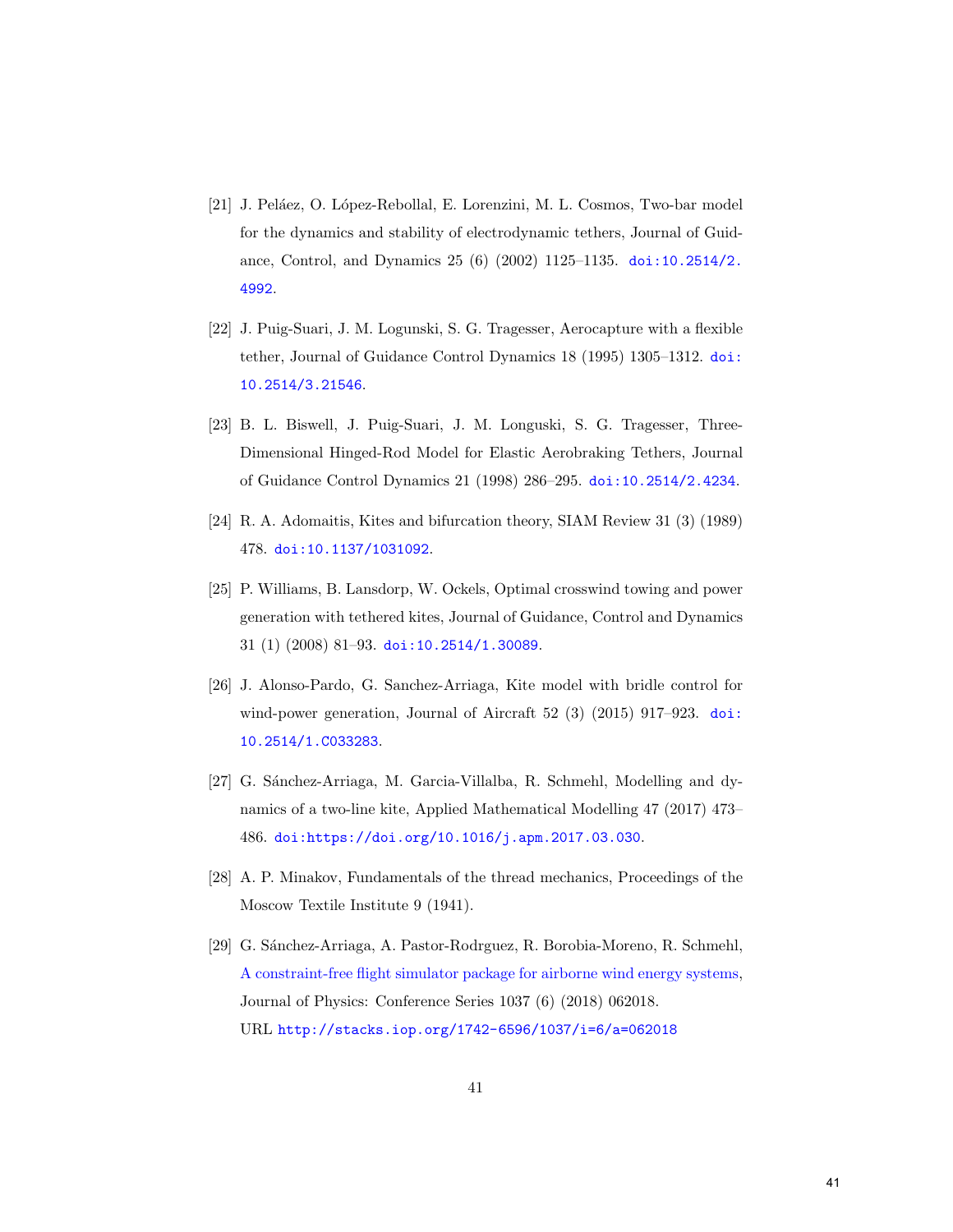[21] J. Peláez, O. López-Rebollal, E. Lorenzini, M. L. Cosmos, Two-bar model for the dynamics and stability of electrodynamic tethers, Journal of Guidance, Control, and Dynamics 25 (6) (2002) 1125–1135. doi:10.2514/2.4992.

[22] J. Puig-Suari, J. M. Logunski, S. G. Tragesser, Aerocapture with a flexible tether, Journal of Guidance Control Dynamics 18 (1995) 1305–1312. doi:10.2514/3.21546.

[23] B. L. Biswell, J. Puig-Suari, J. M. Longuski, S. G. Tragesser, Three-Dimensional Hinged-Rod Model for Elastic Aerobraking Tethers, Journal of Guidance Control Dynamics 21 (1998) 286–295. doi:10.2514/2.4234.

[24] R. A. Adomaitis, Kites and bifurcation theory, SIAM Review 31 (3) (1989) 478. doi:10.1137/1031092.

[25] P. Williams, B. Lansdorp, W. Ockels, Optimal crosswind towing and power generation with tethered kites, Journal of Guidance, Control and Dynamics 31 (1) (2008) 81–93. doi:10.2514/1.30089.

[26] J. Alonso-Pardo, G. Sanchez-Arriaga, Kite model with bridle control for wind-power generation, Journal of Aircraft 52 (3) (2015) 917–923. doi:10.2514/1.C033283.

[27] G. Sánchez-Arriaga, M. Garcia-Villalba, R. Schmehl, Modelling and dynamics of a two-line kite, Applied Mathematical Modelling 47 (2017) 473–486. doi:https://doi.org/10.1016/j.apm.2017.03.030.

[28] A. P. Minakov, Fundamentals of the thread mechanics, Proceedings of the Moscow Textile Institute 9 (1941).

[29] G. Sánchez-Arriaga, A. Pastor-Rodrguez, R. Borobia-Moreno, R. Schmehl, A constraint-free flight simulator package for airborne wind energy systems, Journal of Physics: Conference Series 1037 (6) (2018) 062018.
URL http://stacks.iop.org/1742-6596/1037/i=6/a=062018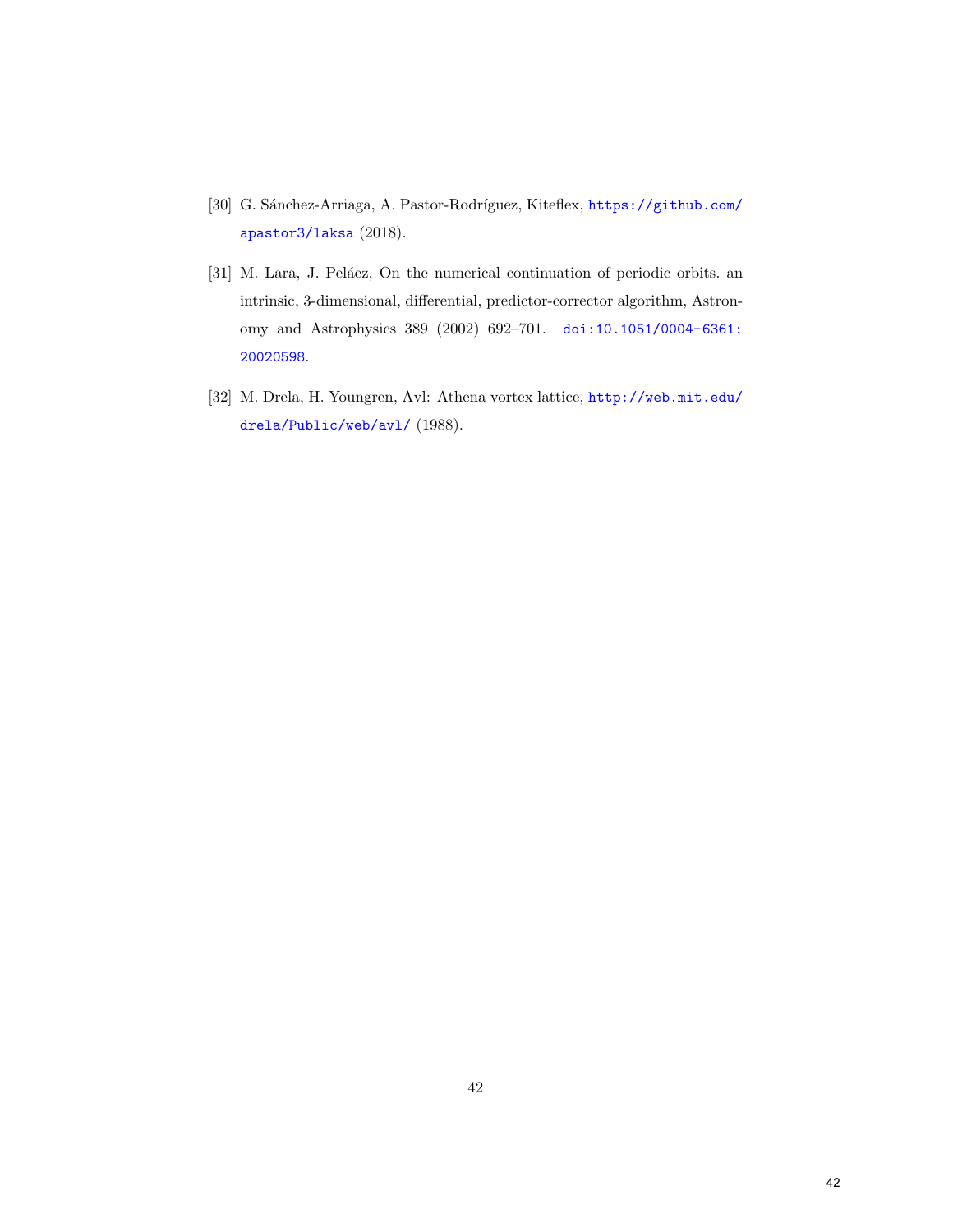[30] G. Sánchez-Arriaga, A. Pastor-Rodríguez, Kiteflex, https://github.com/apastor3/laksa (2018).

[31] M. Lara, J. Peláez, On the numerical continuation of periodic orbits. an intrinsic, 3-dimensional, differential, predictor-corrector algorithm, Astronomy and Astrophysics 389 (2002) 692–701. doi:10.1051/0004-6361:20020598.

[32] M. Drela, H. Youngren, Avl: Athena vortex lattice, http://web.mit.edu/drela/Public/web/avl/ (1988).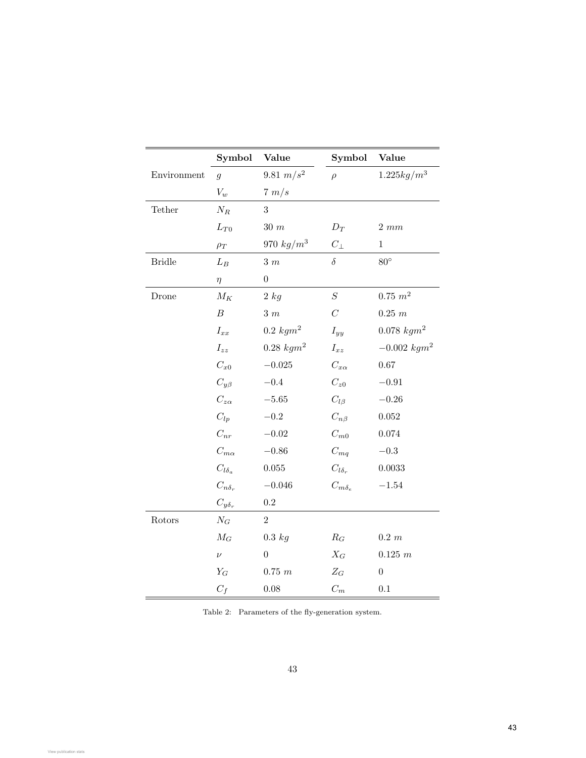| | Symbol | Value | Symbol | Value |
|---|---|---|---|---|
| Environment | $g$ | $9.81\ m/s^2$ | $\rho$ | $1.225 kg/m^3$ |
| | $V_w$ | $7\ m/s$ | | |
| Tether | $N_R$ | 3 | | |
| | $L_{T0}$ | $30\ m$ | $D_T$ | $2\ mm$ |
| | $\rho_T$ | $970\ kg/m^3$ | $C_\perp$ | 1 |
| Bridle | $L_B$ | $3\ m$ | $\delta$ | $80^\circ$ |
| | $\eta$ | 0 | | |
| Drone | $M_K$ | $2\ kg$ | $S$ | $0.75\ m^2$ |
| | $B$ | $3\ m$ | $C$ | $0.25\ m$ |
| | $I_{xx}$ | $0.2\ kgm^2$ | $I_{yy}$ | $0.078\ kgm^2$ |
| | $I_{zz}$ | $0.28\ kgm^2$ | $I_{xz}$ | $-0.002\ kgm^2$ |
| | $C_{x0}$ | $-0.025$ | $C_{x\alpha}$ | 0.67 |
| | $C_{y\beta}$ | $-0.4$ | $C_{z0}$ | $-0.91$ |
| | $C_{z\alpha}$ | $-5.65$ | $C_{l\beta}$ | $-0.26$ |
| | $C_{lp}$ | $-0.2$ | $C_{n\beta}$ | 0.052 |
| | $C_{nr}$ | $-0.02$ | $C_{m0}$ | 0.074 |
| | $C_{m\alpha}$ | $-0.86$ | $C_{mq}$ | $-0.3$ |
| | $C_{l\delta_a}$ | 0.055 | $C_{l\delta_r}$ | 0.0033 |
| | $C_{n\delta_r}$ | $-0.046$ | $C_{m\delta_e}$ | $-1.54$ |
| | $C_{y\delta_r}$ | 0.2 | | |
| Rotors | $N_G$ | 2 | | |
| | $M_G$ | $0.3\ kg$ | $R_G$ | $0.2\ m$ |
| | $\nu$ | 0 | $X_G$ | $0.125\ m$ |
| | $Y_G$ | $0.75\ m$ | $Z_G$ | 0 |
| | $C_f$ | 0.08 | $C_m$ | 0.1 |

Table 2: Parameters of the fly-generation system.